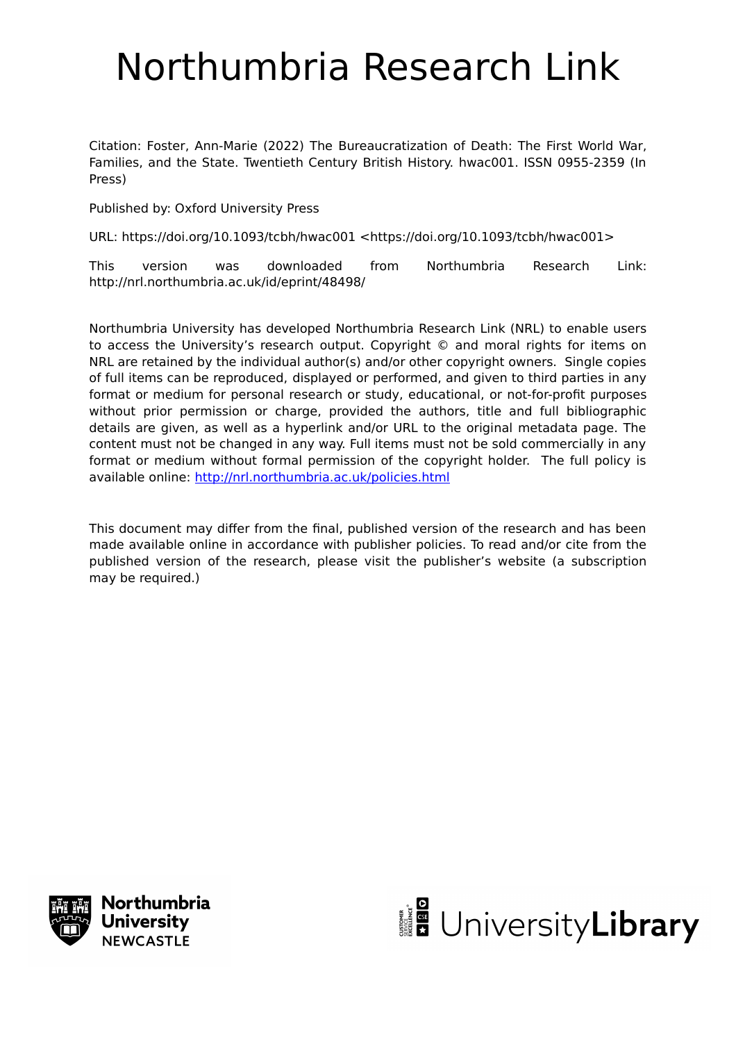# Northumbria Research Link

Citation: Foster, Ann-Marie (2022) The Bureaucratization of Death: The First World War, Families, and the State. Twentieth Century British History. hwac001. ISSN 0955-2359 (In Press)

Published by: Oxford University Press

URL: https://doi.org/10.1093/tcbh/hwac001 <https://doi.org/10.1093/tcbh/hwac001>

This version was downloaded from Northumbria Research Link: http://nrl.northumbria.ac.uk/id/eprint/48498/

Northumbria University has developed Northumbria Research Link (NRL) to enable users to access the University's research output. Copyright © and moral rights for items on NRL are retained by the individual author(s) and/or other copyright owners. Single copies of full items can be reproduced, displayed or performed, and given to third parties in any format or medium for personal research or study, educational, or not-for-profit purposes without prior permission or charge, provided the authors, title and full bibliographic details are given, as well as a hyperlink and/or URL to the original metadata page. The content must not be changed in any way. Full items must not be sold commercially in any format or medium without formal permission of the copyright holder. The full policy is available online: http://nrl.northumbria.ac.uk/policies.html

This document may differ from the final, published version of the research and has been made available online in accordance with publisher policies. To read and/or cite from the published version of the research, please visit the publisher's website (a subscription may be required.)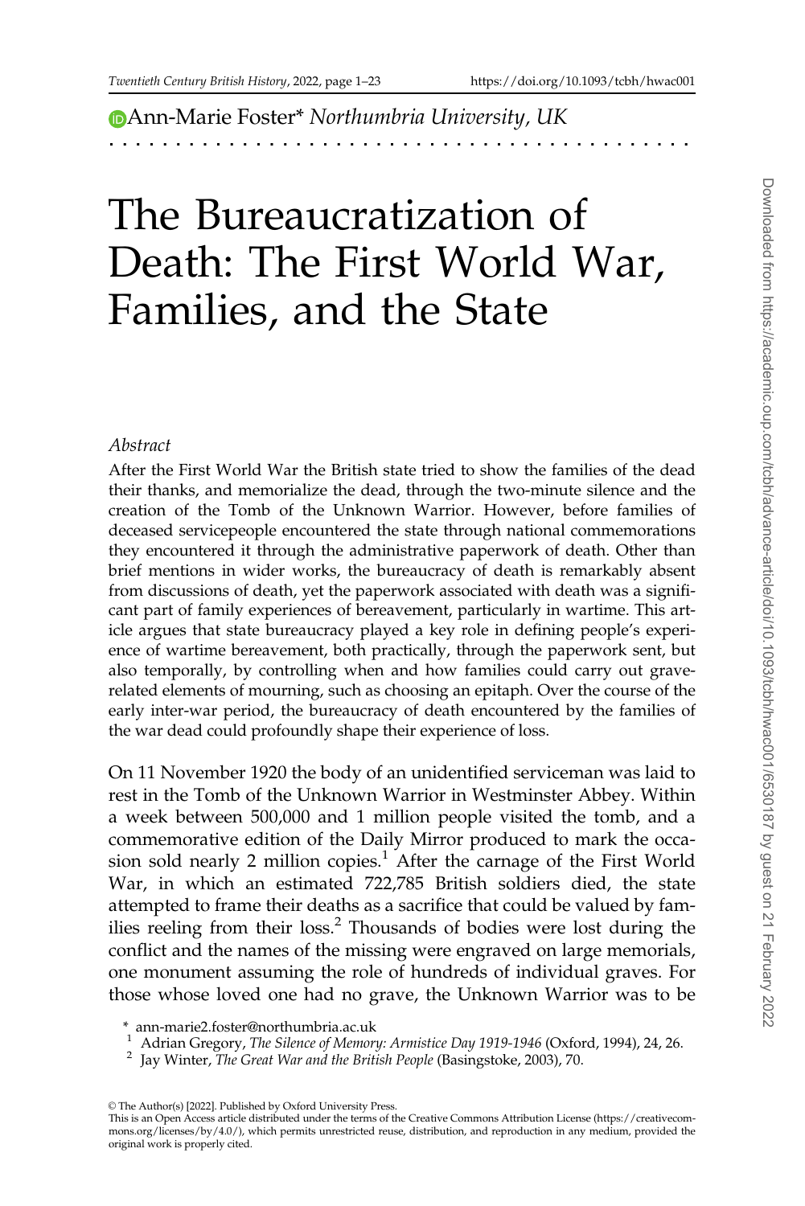Ann-Marie Foster* *Northumbria University, UK*

# The Bureaucratization of Death: The First World War, Families, and the State

*Abstract*

After the First World War the British state tried to show the families of the dead their thanks, and memorialize the dead, through the two-minute silence and the creation of the Tomb of the Unknown Warrior. However, before families of deceased servicepeople encountered the state through national commemorations they encountered it through the administrative paperwork of death. Other than brief mentions in wider works, the bureaucracy of death is remarkably absent from discussions of death, yet the paperwork associated with death was a significant part of family experiences of bereavement, particularly in wartime. This article argues that state bureaucracy played a key role in defining people's experience of wartime bereavement, both practically, through the paperwork sent, but also temporally, by controlling when and how families could carry out grave-related elements of mourning, such as choosing an epitaph. Over the course of the early inter-war period, the bureaucracy of death encountered by the families of the war dead could profoundly shape their experience of loss.

On 11 November 1920 the body of an unidentified serviceman was laid to rest in the Tomb of the Unknown Warrior in Westminster Abbey. Within a week between 500,000 and 1 million people visited the tomb, and a commemorative edition of the Daily Mirror produced to mark the occasion sold nearly 2 million copies.[1] After the carnage of the First World War, in which an estimated 722,785 British soldiers died, the state attempted to frame their deaths as a sacrifice that could be valued by families reeling from their loss.[2] Thousands of bodies were lost during the conflict and the names of the missing were engraved on large memorials, one monument assuming the role of hundreds of individual graves. For those whose loved one had no grave, the Unknown Warrior was to be

\* ann-marie2.foster@northumbria.ac.uk

[1] Adrian Gregory, *The Silence of Memory: Armistice Day 1919-1946* (Oxford, 1994), 24, 26.

[2] Jay Winter, *The Great War and the British People* (Basingstoke, 2003), 70.

© The Author(s) [2022]. Published by Oxford University Press.
This is an Open Access article distributed under the terms of the Creative Commons Attribution License (https://creativecommons.org/licenses/by/4.0/), which permits unrestricted reuse, distribution, and reproduction in any medium, provided the original work is properly cited.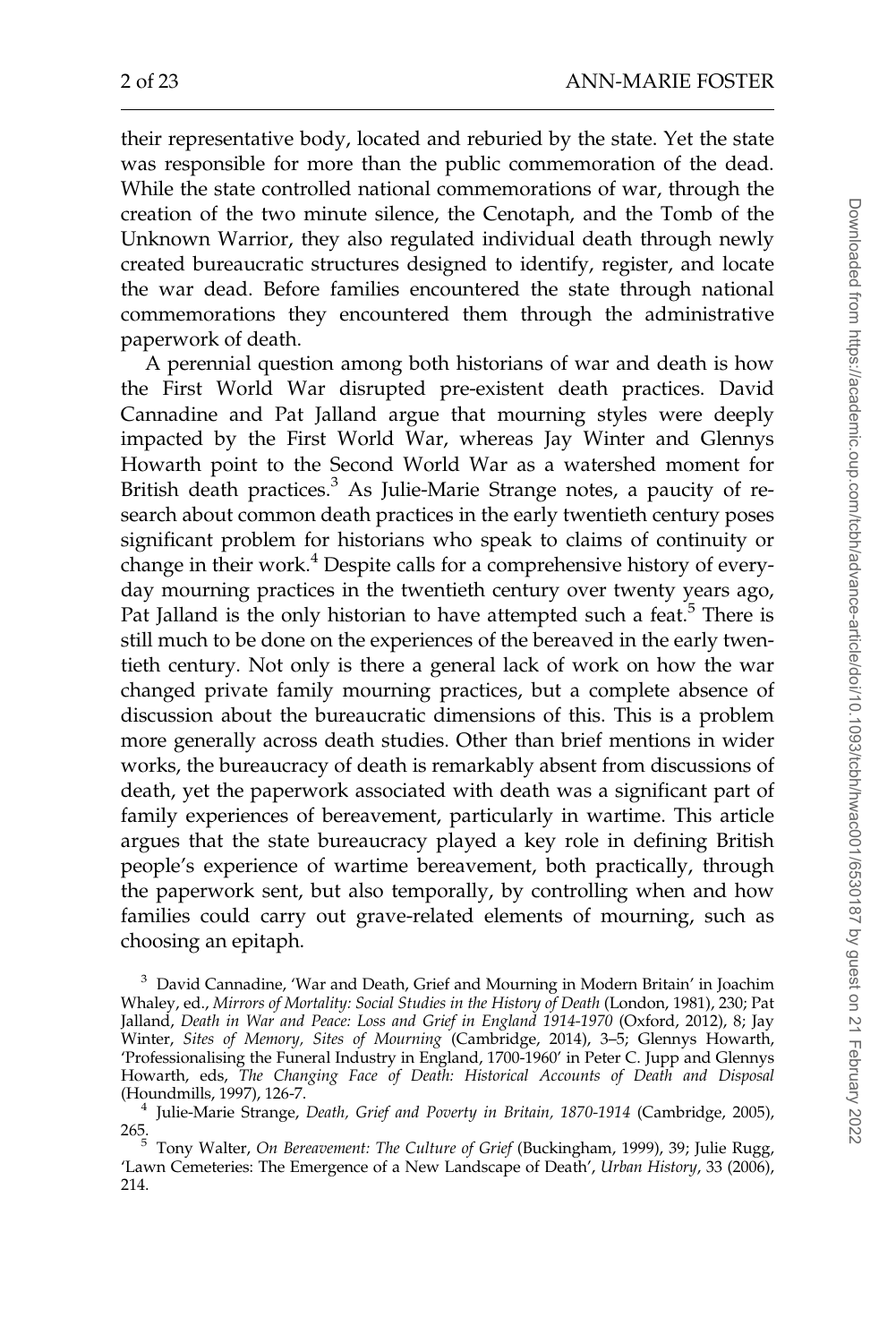their representative body, located and reburied by the state. Yet the state was responsible for more than the public commemoration of the dead. While the state controlled national commemorations of war, through the creation of the two minute silence, the Cenotaph, and the Tomb of the Unknown Warrior, they also regulated individual death through newly created bureaucratic structures designed to identify, register, and locate the war dead. Before families encountered the state through national commemorations they encountered them through the administrative paperwork of death.

A perennial question among both historians of war and death is how the First World War disrupted pre-existent death practices. David Cannadine and Pat Jalland argue that mourning styles were deeply impacted by the First World War, whereas Jay Winter and Glennys Howarth point to the Second World War as a watershed moment for British death practices.[3] As Julie-Marie Strange notes, a paucity of research about common death practices in the early twentieth century poses significant problem for historians who speak to claims of continuity or change in their work.[4] Despite calls for a comprehensive history of everyday mourning practices in the twentieth century over twenty years ago, Pat Jalland is the only historian to have attempted such a feat.[5] There is still much to be done on the experiences of the bereaved in the early twentieth century. Not only is there a general lack of work on how the war changed private family mourning practices, but a complete absence of discussion about the bureaucratic dimensions of this. This is a problem more generally across death studies. Other than brief mentions in wider works, the bureaucracy of death is remarkably absent from discussions of death, yet the paperwork associated with death was a significant part of family experiences of bereavement, particularly in wartime. This article argues that the state bureaucracy played a key role in defining British people's experience of wartime bereavement, both practically, through the paperwork sent, but also temporally, by controlling when and how families could carry out grave-related elements of mourning, such as choosing an epitaph.

[3] David Cannadine, 'War and Death, Grief and Mourning in Modern Britain' in Joachim Whaley, ed., *Mirrors of Mortality: Social Studies in the History of Death* (London, 1981), 230; Pat Jalland, *Death in War and Peace: Loss and Grief in England 1914-1970* (Oxford, 2012), 8; Jay Winter, *Sites of Memory, Sites of Mourning* (Cambridge, 2014), 3–5; Glennys Howarth, 'Professionalising the Funeral Industry in England, 1700-1960' in Peter C. Jupp and Glennys Howarth, eds, *The Changing Face of Death: Historical Accounts of Death and Disposal* (Houndmills, 1997), 126-7.

[4] Julie-Marie Strange, *Death, Grief and Poverty in Britain, 1870-1914* (Cambridge, 2005), 265.

[5] Tony Walter, *On Bereavement: The Culture of Grief* (Buckingham, 1999), 39; Julie Rugg, 'Lawn Cemeteries: The Emergence of a New Landscape of Death', *Urban History*, 33 (2006), 214.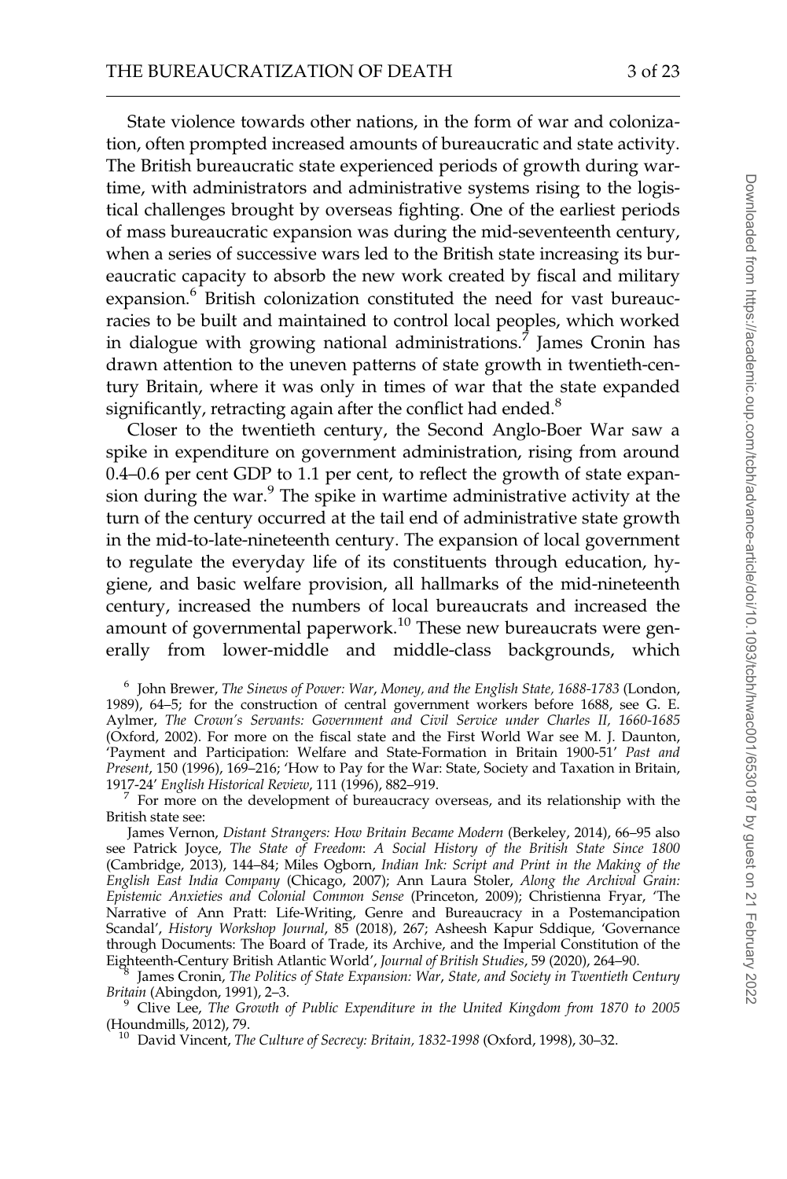State violence towards other nations, in the form of war and colonization, often prompted increased amounts of bureaucratic and state activity. The British bureaucratic state experienced periods of growth during wartime, with administrators and administrative systems rising to the logistical challenges brought by overseas fighting. One of the earliest periods of mass bureaucratic expansion was during the mid-seventeenth century, when a series of successive wars led to the British state increasing its bureaucratic capacity to absorb the new work created by fiscal and military expansion.[6] British colonization constituted the need for vast bureaucracies to be built and maintained to control local peoples, which worked in dialogue with growing national administrations.[7] James Cronin has drawn attention to the uneven patterns of state growth in twentieth-century Britain, where it was only in times of war that the state expanded significantly, retracting again after the conflict had ended.[8]

Closer to the twentieth century, the Second Anglo-Boer War saw a spike in expenditure on government administration, rising from around 0.4–0.6 per cent GDP to 1.1 per cent, to reflect the growth of state expansion during the war.[9] The spike in wartime administrative activity at the turn of the century occurred at the tail end of administrative state growth in the mid-to-late-nineteenth century. The expansion of local government to regulate the everyday life of its constituents through education, hygiene, and basic welfare provision, all hallmarks of the mid-nineteenth century, increased the numbers of local bureaucrats and increased the amount of governmental paperwork.[10] These new bureaucrats were generally from lower-middle and middle-class backgrounds, which

[6] John Brewer, *The Sinews of Power: War, Money, and the English State, 1688-1783* (London, 1989), 64–5; for the construction of central government workers before 1688, see G. E. Aylmer, *The Crown's Servants: Government and Civil Service under Charles II, 1660-1685* (Oxford, 2002). For more on the fiscal state and the First World War see M. J. Daunton, 'Payment and Participation: Welfare and State-Formation in Britain 1900-51' *Past and Present*, 150 (1996), 169–216; 'How to Pay for the War: State, Society and Taxation in Britain, 1917-24' *English Historical Review*, 111 (1996), 882–919.

[7] For more on the development of bureaucracy overseas, and its relationship with the British state see:

James Vernon, *Distant Strangers: How Britain Became Modern* (Berkeley, 2014), 66–95 also see Patrick Joyce, *The State of Freedom*: *A Social History of the British State Since 1800* (Cambridge, 2013), 144–84; Miles Ogborn, *Indian Ink: Script and Print in the Making of the English East India Company* (Chicago, 2007); Ann Laura Stoler, *Along the Archival Grain: Epistemic Anxieties and Colonial Common Sense* (Princeton, 2009); Christienna Fryar, 'The Narrative of Ann Pratt: Life-Writing, Genre and Bureaucracy in a Postemancipation Scandal', *History Workshop Journal*, 85 (2018), 267; Asheesh Kapur Sddique, 'Governance through Documents: The Board of Trade, its Archive, and the Imperial Constitution of the Eighteenth-Century British Atlantic World', *Journal of British Studies*, 59 (2020), 264–90.

[8] James Cronin, *The Politics of State Expansion: War*, *State, and Society in Twentieth Century Britain* (Abingdon, 1991), 2–3.

[9] Clive Lee, *The Growth of Public Expenditure in the United Kingdom from 1870 to 2005* (Houndmills, 2012), 79.

[10] David Vincent, *The Culture of Secrecy: Britain, 1832-1998* (Oxford, 1998), 30–32.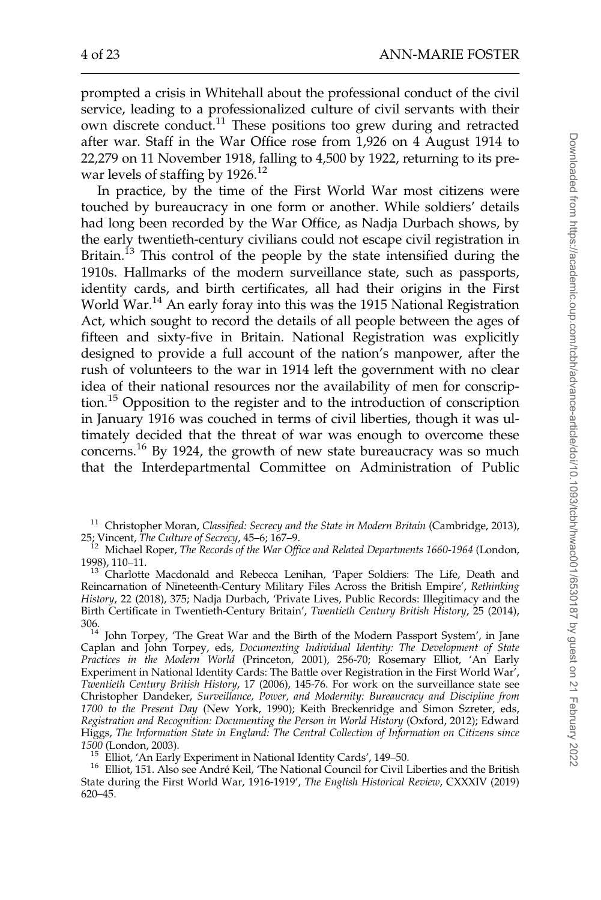prompted a crisis in Whitehall about the professional conduct of the civil service, leading to a professionalized culture of civil servants with their own discrete conduct.[11] These positions too grew during and retracted after war. Staff in the War Office rose from 1,926 on 4 August 1914 to 22,279 on 11 November 1918, falling to 4,500 by 1922, returning to its pre-war levels of staffing by 1926.[12]

In practice, by the time of the First World War most citizens were touched by bureaucracy in one form or another. While soldiers' details had long been recorded by the War Office, as Nadja Durbach shows, by the early twentieth-century civilians could not escape civil registration in Britain.[13] This control of the people by the state intensified during the 1910s. Hallmarks of the modern surveillance state, such as passports, identity cards, and birth certificates, all had their origins in the First World War.[14] An early foray into this was the 1915 National Registration Act, which sought to record the details of all people between the ages of fifteen and sixty-five in Britain. National Registration was explicitly designed to provide a full account of the nation's manpower, after the rush of volunteers to the war in 1914 left the government with no clear idea of their national resources nor the availability of men for conscription.[15] Opposition to the register and to the introduction of conscription in January 1916 was couched in terms of civil liberties, though it was ultimately decided that the threat of war was enough to overcome these concerns.[16] By 1924, the growth of new state bureaucracy was so much that the Interdepartmental Committee on Administration of Public

[11] Christopher Moran, *Classified: Secrecy and the State in Modern Britain* (Cambridge, 2013), 25; Vincent, *The Culture of Secrecy*, 45–6; 167–9.

[12] Michael Roper, *The Records of the War Office and Related Departments 1660-1964* (London, 1998), 110–11.

[13] Charlotte Macdonald and Rebecca Lenihan, 'Paper Soldiers: The Life, Death and Reincarnation of Nineteenth-Century Military Files Across the British Empire', *Rethinking History*, 22 (2018), 375; Nadja Durbach, 'Private Lives, Public Records: Illegitimacy and the Birth Certificate in Twentieth-Century Britain', *Twentieth Century British History*, 25 (2014), 306.

[14] John Torpey, 'The Great War and the Birth of the Modern Passport System', in Jane Caplan and John Torpey, eds, *Documenting Individual Identity: The Development of State Practices in the Modern World* (Princeton, 2001), 256-70; Rosemary Elliot, 'An Early Experiment in National Identity Cards: The Battle over Registration in the First World War', *Twentieth Century British History*, 17 (2006), 145-76. For work on the surveillance state see Christopher Dandeker, *Surveillance, Power, and Modernity: Bureaucracy and Discipline from 1700 to the Present Day* (New York, 1990); Keith Breckenridge and Simon Szreter, eds, *Registration and Recognition: Documenting the Person in World History* (Oxford, 2012); Edward Higgs, *The Information State in England: The Central Collection of Information on Citizens since 1500* (London, 2003).

[15] Elliot, 'An Early Experiment in National Identity Cards', 149–50.

[16] Elliot, 151. Also see André Keil, 'The National Council for Civil Liberties and the British State during the First World War, 1916-1919', *The English Historical Review*, CXXXIV (2019) 620–45.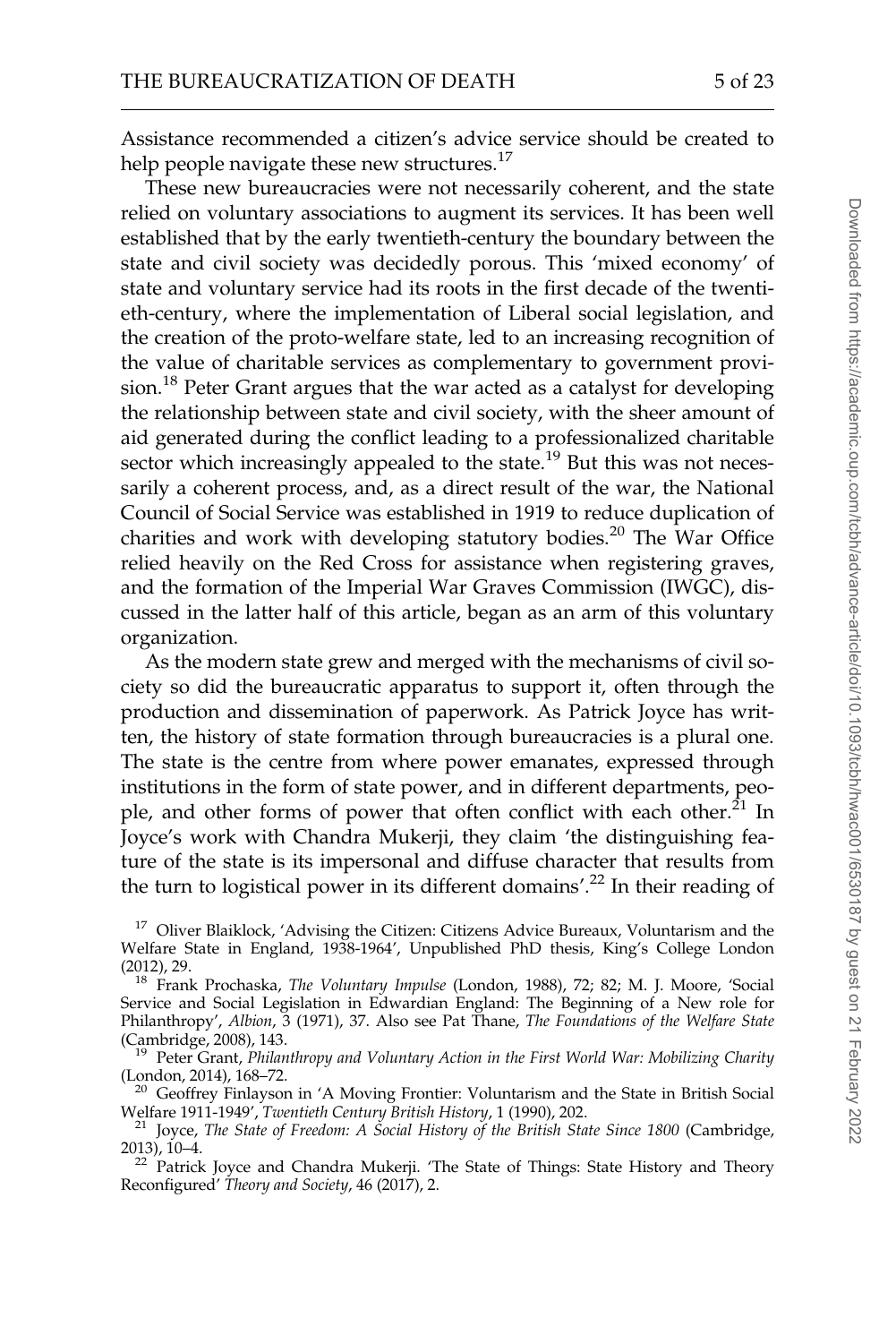Assistance recommended a citizen's advice service should be created to help people navigate these new structures.[17]

These new bureaucracies were not necessarily coherent, and the state relied on voluntary associations to augment its services. It has been well established that by the early twentieth-century the boundary between the state and civil society was decidedly porous. This 'mixed economy' of state and voluntary service had its roots in the first decade of the twentieth-century, where the implementation of Liberal social legislation, and the creation of the proto-welfare state, led to an increasing recognition of the value of charitable services as complementary to government provision.[18] Peter Grant argues that the war acted as a catalyst for developing the relationship between state and civil society, with the sheer amount of aid generated during the conflict leading to a professionalized charitable sector which increasingly appealed to the state.[19] But this was not necessarily a coherent process, and, as a direct result of the war, the National Council of Social Service was established in 1919 to reduce duplication of charities and work with developing statutory bodies.[20] The War Office relied heavily on the Red Cross for assistance when registering graves, and the formation of the Imperial War Graves Commission (IWGC), discussed in the latter half of this article, began as an arm of this voluntary organization.

As the modern state grew and merged with the mechanisms of civil society so did the bureaucratic apparatus to support it, often through the production and dissemination of paperwork. As Patrick Joyce has written, the history of state formation through bureaucracies is a plural one. The state is the centre from where power emanates, expressed through institutions in the form of state power, and in different departments, people, and other forms of power that often conflict with each other.[21] In Joyce's work with Chandra Mukerji, they claim 'the distinguishing feature of the state is its impersonal and diffuse character that results from the turn to logistical power in its different domains'.[22] In their reading of

---

[17] Oliver Blaiklock, 'Advising the Citizen: Citizens Advice Bureaux, Voluntarism and the Welfare State in England, 1938-1964', Unpublished PhD thesis, King's College London (2012), 29.

[18] Frank Prochaska, *The Voluntary Impulse* (London, 1988), 72; 82; M. J. Moore, 'Social Service and Social Legislation in Edwardian England: The Beginning of a New role for Philanthropy', *Albion*, 3 (1971), 37. Also see Pat Thane, *The Foundations of the Welfare State* (Cambridge, 2008), 143.

[19] Peter Grant, *Philanthropy and Voluntary Action in the First World War: Mobilizing Charity* (London, 2014), 168–72.

[20] Geoffrey Finlayson in 'A Moving Frontier: Voluntarism and the State in British Social Welfare 1911-1949', *Twentieth Century British History*, 1 (1990), 202.

[21] Joyce, *The State of Freedom: A Social History of the British State Since 1800* (Cambridge, 2013), 10–4.

[22] Patrick Joyce and Chandra Mukerji. 'The State of Things: State History and Theory Reconfigured' *Theory and Society*, 46 (2017), 2.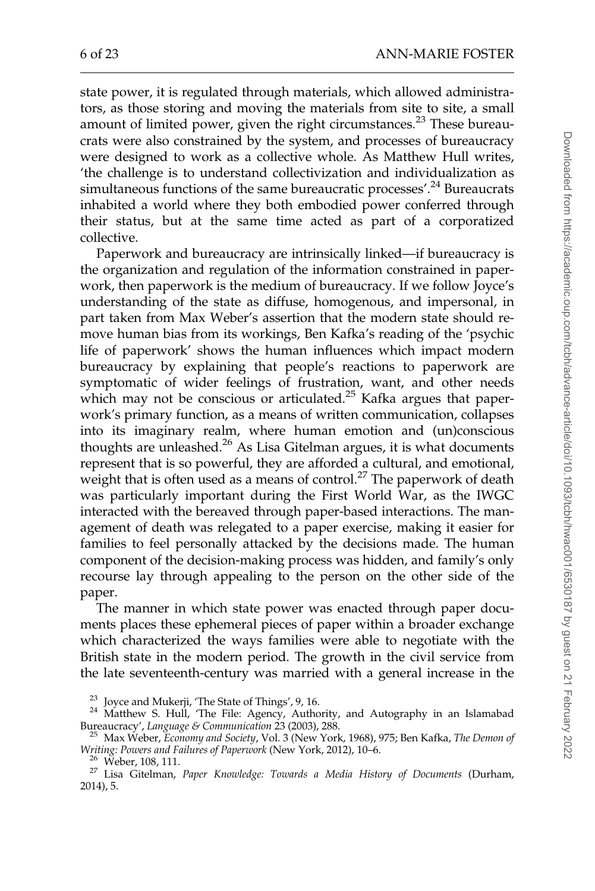state power, it is regulated through materials, which allowed administrators, as those storing and moving the materials from site to site, a small amount of limited power, given the right circumstances.[23] These bureaucrats were also constrained by the system, and processes of bureaucracy were designed to work as a collective whole. As Matthew Hull writes, 'the challenge is to understand collectivization and individualization as simultaneous functions of the same bureaucratic processes'.[24] Bureaucrats inhabited a world where they both embodied power conferred through their status, but at the same time acted as part of a corporatized collective.

Paperwork and bureaucracy are intrinsically linked—if bureaucracy is the organization and regulation of the information constrained in paperwork, then paperwork is the medium of bureaucracy. If we follow Joyce's understanding of the state as diffuse, homogenous, and impersonal, in part taken from Max Weber's assertion that the modern state should remove human bias from its workings, Ben Kafka's reading of the 'psychic life of paperwork' shows the human influences which impact modern bureaucracy by explaining that people's reactions to paperwork are symptomatic of wider feelings of frustration, want, and other needs which may not be conscious or articulated.[25] Kafka argues that paperwork's primary function, as a means of written communication, collapses into its imaginary realm, where human emotion and (un)conscious thoughts are unleashed.[26] As Lisa Gitelman argues, it is what documents represent that is so powerful, they are afforded a cultural, and emotional, weight that is often used as a means of control.[27] The paperwork of death was particularly important during the First World War, as the IWGC interacted with the bereaved through paper-based interactions. The management of death was relegated to a paper exercise, making it easier for families to feel personally attacked by the decisions made. The human component of the decision-making process was hidden, and family's only recourse lay through appealing to the person on the other side of the paper.

The manner in which state power was enacted through paper documents places these ephemeral pieces of paper within a broader exchange which characterized the ways families were able to negotiate with the British state in the modern period. The growth in the civil service from the late seventeenth-century was married with a general increase in the

[23] Joyce and Mukerji, 'The State of Things', 9, 16.

[24] Matthew S. Hull, 'The File: Agency, Authority, and Autography in an Islamabad Bureaucracy', *Language & Communication* 23 (2003), 288.

[25] Max Weber, *Economy and Society*, Vol. 3 (New York, 1968), 975; Ben Kafka, *The Demon of Writing: Powers and Failures of Paperwork* (New York, 2012), 10–6.

[26] Weber, 108, 111.

[27] Lisa Gitelman, *Paper Knowledge: Towards a Media History of Documents* (Durham, 2014), 5.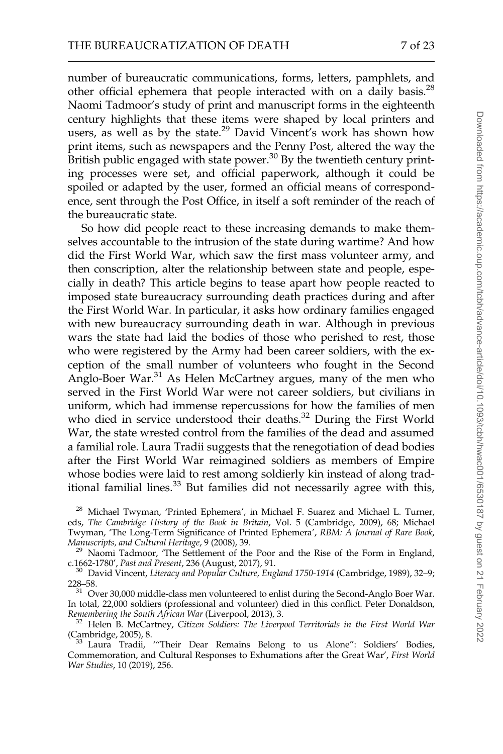number of bureaucratic communications, forms, letters, pamphlets, and other official ephemera that people interacted with on a daily basis.[28] Naomi Tadmoor's study of print and manuscript forms in the eighteenth century highlights that these items were shaped by local printers and users, as well as by the state.[29] David Vincent's work has shown how print items, such as newspapers and the Penny Post, altered the way the British public engaged with state power.[30] By the twentieth century printing processes were set, and official paperwork, although it could be spoiled or adapted by the user, formed an official means of correspondence, sent through the Post Office, in itself a soft reminder of the reach of the bureaucratic state.

So how did people react to these increasing demands to make themselves accountable to the intrusion of the state during wartime? And how did the First World War, which saw the first mass volunteer army, and then conscription, alter the relationship between state and people, especially in death? This article begins to tease apart how people reacted to imposed state bureaucracy surrounding death practices during and after the First World War. In particular, it asks how ordinary families engaged with new bureaucracy surrounding death in war. Although in previous wars the state had laid the bodies of those who perished to rest, those who were registered by the Army had been career soldiers, with the exception of the small number of volunteers who fought in the Second Anglo-Boer War.[31] As Helen McCartney argues, many of the men who served in the First World War were not career soldiers, but civilians in uniform, which had immense repercussions for how the families of men who died in service understood their deaths.[32] During the First World War, the state wrested control from the families of the dead and assumed a familial role. Laura Tradii suggests that the renegotiation of dead bodies after the First World War reimagined soldiers as members of Empire whose bodies were laid to rest among soldierly kin instead of along traditional familial lines.[33] But families did not necessarily agree with this,

[28] Michael Twyman, 'Printed Ephemera', in Michael F. Suarez and Michael L. Turner, eds, *The Cambridge History of the Book in Britain*, Vol. 5 (Cambridge, 2009), 68; Michael Twyman, 'The Long-Term Significance of Printed Ephemera', *RBM: A Journal of Rare Book, Manuscripts, and Cultural Heritage*, 9 (2008), 39.

[29] Naomi Tadmoor, 'The Settlement of the Poor and the Rise of the Form in England, c.1662-1780', *Past and Present*, 236 (August, 2017), 91.

[30] David Vincent, *Literacy and Popular Culture, England 1750-1914* (Cambridge, 1989), 32–9; 228–58.

[31] Over 30,000 middle-class men volunteered to enlist during the Second-Anglo Boer War. In total, 22,000 soldiers (professional and volunteer) died in this conflict. Peter Donaldson, *Remembering the South African War* (Liverpool, 2013), 3.

[32] Helen B. McCartney, *Citizen Soldiers: The Liverpool Territorials in the First World War* (Cambridge, 2005), 8.

[33] Laura Tradii, '"Their Dear Remains Belong to us Alone": Soldiers' Bodies, Commemoration, and Cultural Responses to Exhumations after the Great War', *First World War Studies*, 10 (2019), 256.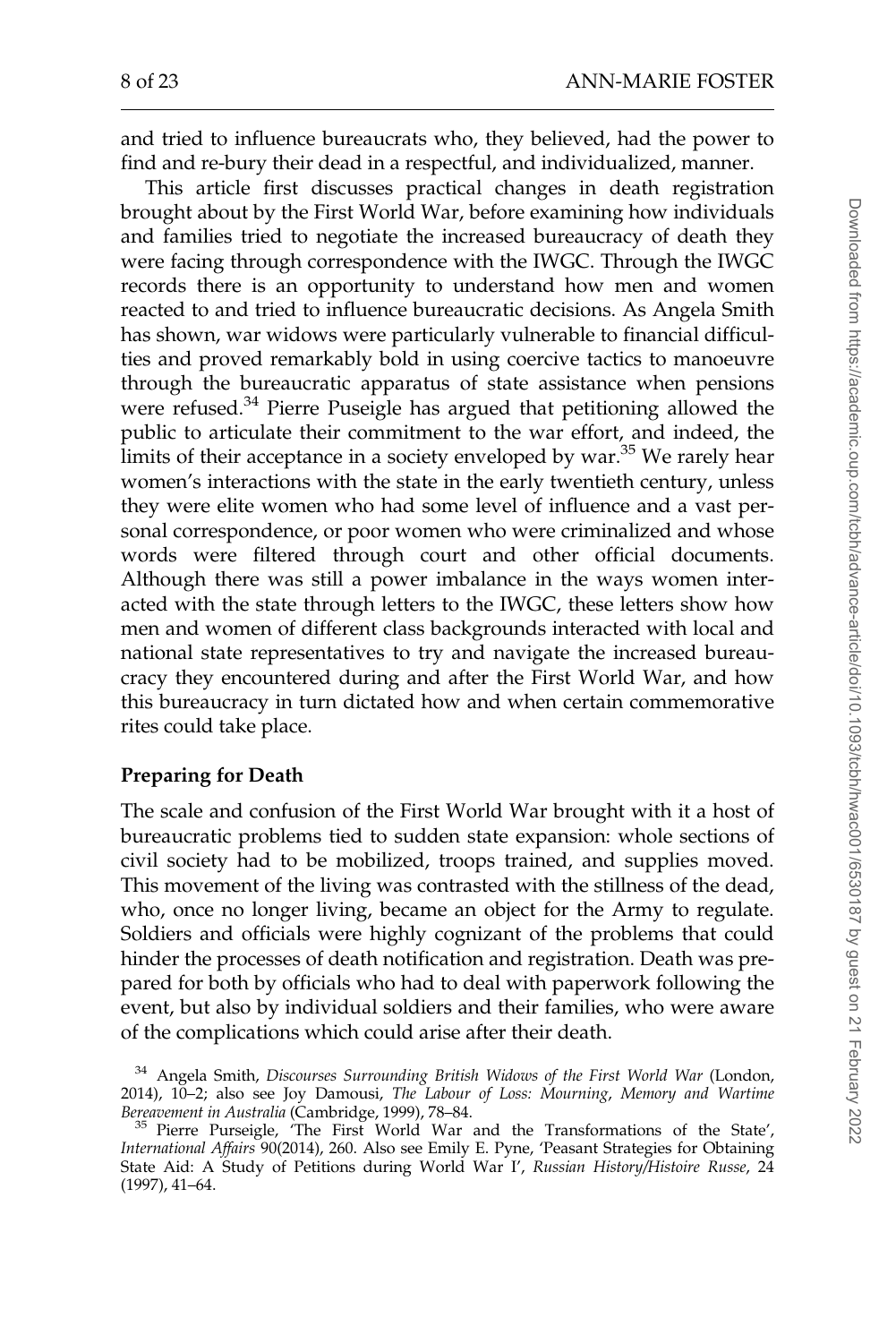and tried to influence bureaucrats who, they believed, had the power to find and re-bury their dead in a respectful, and individualized, manner.

This article first discusses practical changes in death registration brought about by the First World War, before examining how individuals and families tried to negotiate the increased bureaucracy of death they were facing through correspondence with the IWGC. Through the IWGC records there is an opportunity to understand how men and women reacted to and tried to influence bureaucratic decisions. As Angela Smith has shown, war widows were particularly vulnerable to financial difficulties and proved remarkably bold in using coercive tactics to manoeuvre through the bureaucratic apparatus of state assistance when pensions were refused.[34] Pierre Puseigle has argued that petitioning allowed the public to articulate their commitment to the war effort, and indeed, the limits of their acceptance in a society enveloped by war.[35] We rarely hear women's interactions with the state in the early twentieth century, unless they were elite women who had some level of influence and a vast personal correspondence, or poor women who were criminalized and whose words were filtered through court and other official documents. Although there was still a power imbalance in the ways women interacted with the state through letters to the IWGC, these letters show how men and women of different class backgrounds interacted with local and national state representatives to try and navigate the increased bureaucracy they encountered during and after the First World War, and how this bureaucracy in turn dictated how and when certain commemorative rites could take place.

## Preparing for Death

The scale and confusion of the First World War brought with it a host of bureaucratic problems tied to sudden state expansion: whole sections of civil society had to be mobilized, troops trained, and supplies moved. This movement of the living was contrasted with the stillness of the dead, who, once no longer living, became an object for the Army to regulate. Soldiers and officials were highly cognizant of the problems that could hinder the processes of death notification and registration. Death was prepared for both by officials who had to deal with paperwork following the event, but also by individual soldiers and their families, who were aware of the complications which could arise after their death.

[34] Angela Smith, *Discourses Surrounding British Widows of the First World War* (London, 2014), 10–2; also see Joy Damousi, *The Labour of Loss: Mourning, Memory and Wartime Bereavement in Australia* (Cambridge, 1999), 78–84.

[35] Pierre Purseigle, 'The First World War and the Transformations of the State', *International Affairs* 90(2014), 260. Also see Emily E. Pyne, 'Peasant Strategies for Obtaining State Aid: A Study of Petitions during World War I', *Russian History/Histoire Russe*, 24 (1997), 41–64.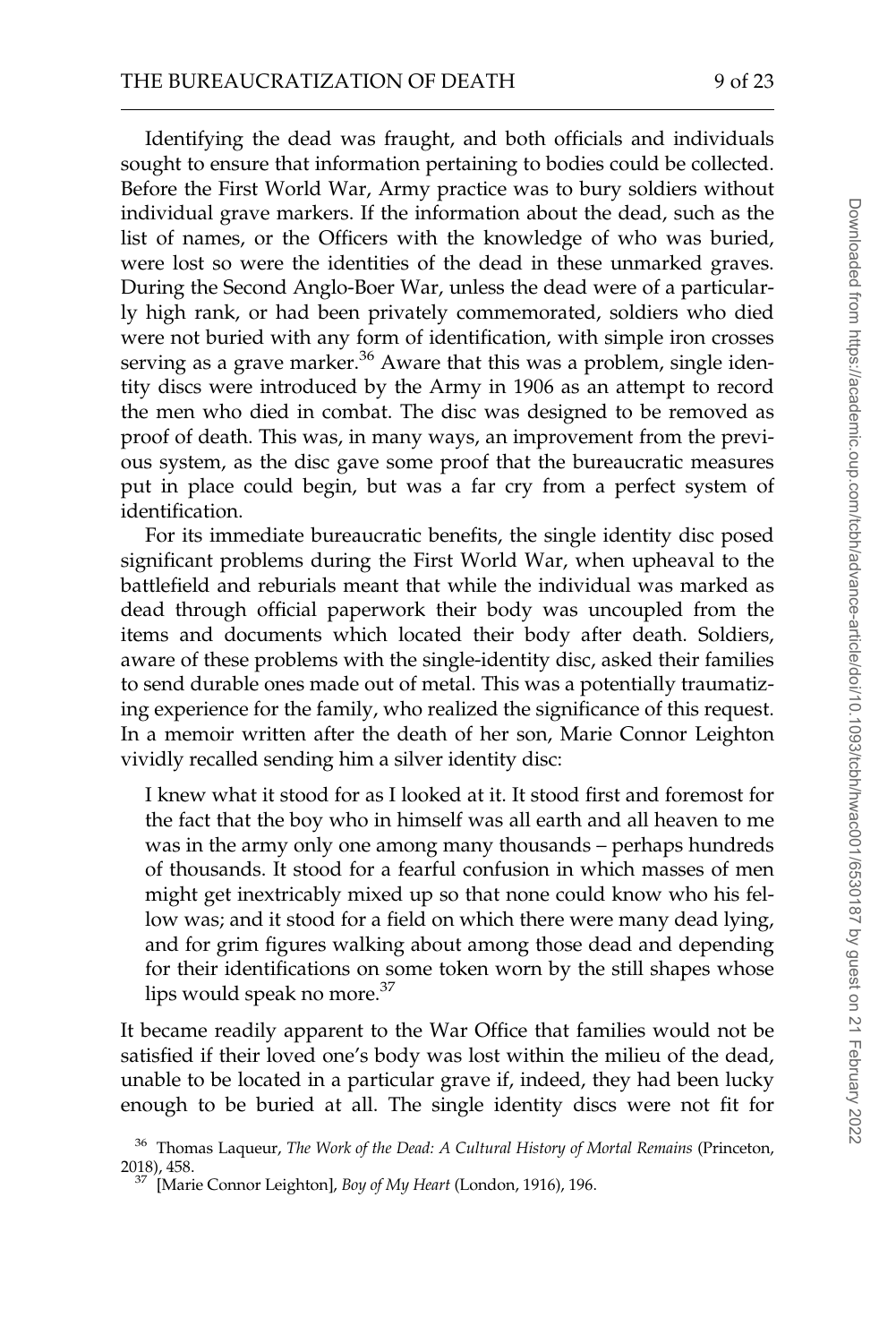Identifying the dead was fraught, and both officials and individuals sought to ensure that information pertaining to bodies could be collected. Before the First World War, Army practice was to bury soldiers without individual grave markers. If the information about the dead, such as the list of names, or the Officers with the knowledge of who was buried, were lost so were the identities of the dead in these unmarked graves. During the Second Anglo-Boer War, unless the dead were of a particularly high rank, or had been privately commemorated, soldiers who died were not buried with any form of identification, with simple iron crosses serving as a grave marker.[36] Aware that this was a problem, single identity discs were introduced by the Army in 1906 as an attempt to record the men who died in combat. The disc was designed to be removed as proof of death. This was, in many ways, an improvement from the previous system, as the disc gave some proof that the bureaucratic measures put in place could begin, but was a far cry from a perfect system of identification.

For its immediate bureaucratic benefits, the single identity disc posed significant problems during the First World War, when upheaval to the battlefield and reburials meant that while the individual was marked as dead through official paperwork their body was uncoupled from the items and documents which located their body after death. Soldiers, aware of these problems with the single-identity disc, asked their families to send durable ones made out of metal. This was a potentially traumatizing experience for the family, who realized the significance of this request. In a memoir written after the death of her son, Marie Connor Leighton vividly recalled sending him a silver identity disc:

> I knew what it stood for as I looked at it. It stood first and foremost for the fact that the boy who in himself was all earth and all heaven to me was in the army only one among many thousands – perhaps hundreds of thousands. It stood for a fearful confusion in which masses of men might get inextricably mixed up so that none could know who his fellow was; and it stood for a field on which there were many dead lying, and for grim figures walking about among those dead and depending for their identifications on some token worn by the still shapes whose lips would speak no more.[37]

It became readily apparent to the War Office that families would not be satisfied if their loved one's body was lost within the milieu of the dead, unable to be located in a particular grave if, indeed, they had been lucky enough to be buried at all. The single identity discs were not fit for

[36] Thomas Laqueur, *The Work of the Dead: A Cultural History of Mortal Remains* (Princeton, 2018), 458.

[37] [Marie Connor Leighton], *Boy of My Heart* (London, 1916), 196.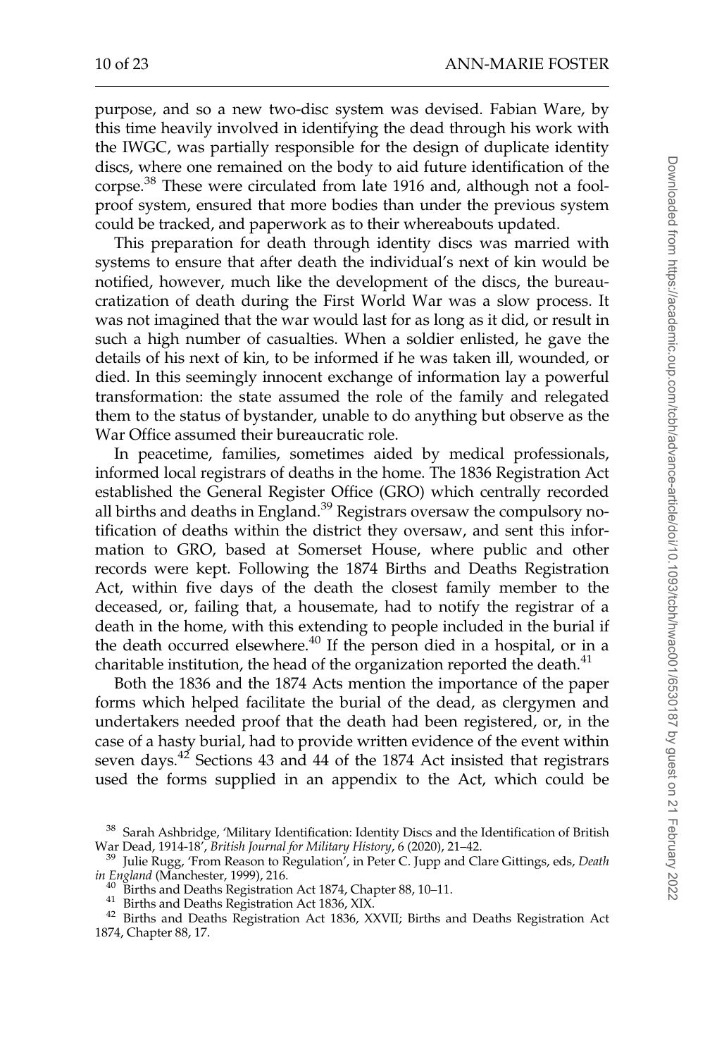purpose, and so a new two-disc system was devised. Fabian Ware, by this time heavily involved in identifying the dead through his work with the IWGC, was partially responsible for the design of duplicate identity discs, where one remained on the body to aid future identification of the corpse.[38] These were circulated from late 1916 and, although not a fool-proof system, ensured that more bodies than under the previous system could be tracked, and paperwork as to their whereabouts updated.

This preparation for death through identity discs was married with systems to ensure that after death the individual's next of kin would be notified, however, much like the development of the discs, the bureaucratization of death during the First World War was a slow process. It was not imagined that the war would last for as long as it did, or result in such a high number of casualties. When a soldier enlisted, he gave the details of his next of kin, to be informed if he was taken ill, wounded, or died. In this seemingly innocent exchange of information lay a powerful transformation: the state assumed the role of the family and relegated them to the status of bystander, unable to do anything but observe as the War Office assumed their bureaucratic role.

In peacetime, families, sometimes aided by medical professionals, informed local registrars of deaths in the home. The 1836 Registration Act established the General Register Office (GRO) which centrally recorded all births and deaths in England.[39] Registrars oversaw the compulsory notification of deaths within the district they oversaw, and sent this information to GRO, based at Somerset House, where public and other records were kept. Following the 1874 Births and Deaths Registration Act, within five days of the death the closest family member to the deceased, or, failing that, a housemate, had to notify the registrar of a death in the home, with this extending to people included in the burial if the death occurred elsewhere.[40] If the person died in a hospital, or in a charitable institution, the head of the organization reported the death.[41]

Both the 1836 and the 1874 Acts mention the importance of the paper forms which helped facilitate the burial of the dead, as clergymen and undertakers needed proof that the death had been registered, or, in the case of a hasty burial, had to provide written evidence of the event within seven days.[42] Sections 43 and 44 of the 1874 Act insisted that registrars used the forms supplied in an appendix to the Act, which could be

[38] Sarah Ashbridge, 'Military Identification: Identity Discs and the Identification of British War Dead, 1914-18', *British Journal for Military History*, 6 (2020), 21–42.

[39] Julie Rugg, 'From Reason to Regulation', in Peter C. Jupp and Clare Gittings, eds, *Death in England* (Manchester, 1999), 216.

[40] Births and Deaths Registration Act 1874, Chapter 88, 10–11.

[41] Births and Deaths Registration Act 1836, XIX.

[42] Births and Deaths Registration Act 1836, XXVII; Births and Deaths Registration Act 1874, Chapter 88, 17.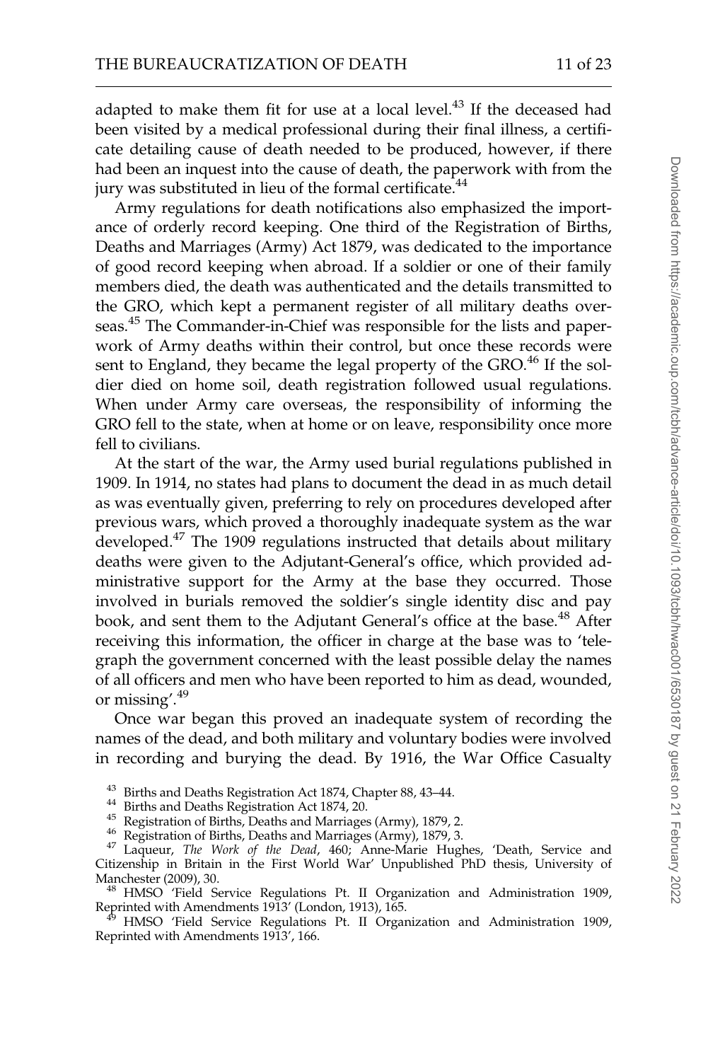adapted to make them fit for use at a local level.[43] If the deceased had been visited by a medical professional during their final illness, a certificate detailing cause of death needed to be produced, however, if there had been an inquest into the cause of death, the paperwork with from the jury was substituted in lieu of the formal certificate.[44]

Army regulations for death notifications also emphasized the importance of orderly record keeping. One third of the Registration of Births, Deaths and Marriages (Army) Act 1879, was dedicated to the importance of good record keeping when abroad. If a soldier or one of their family members died, the death was authenticated and the details transmitted to the GRO, which kept a permanent register of all military deaths overseas.[45] The Commander-in-Chief was responsible for the lists and paperwork of Army deaths within their control, but once these records were sent to England, they became the legal property of the GRO.[46] If the soldier died on home soil, death registration followed usual regulations. When under Army care overseas, the responsibility of informing the GRO fell to the state, when at home or on leave, responsibility once more fell to civilians.

At the start of the war, the Army used burial regulations published in 1909. In 1914, no states had plans to document the dead in as much detail as was eventually given, preferring to rely on procedures developed after previous wars, which proved a thoroughly inadequate system as the war developed.[47] The 1909 regulations instructed that details about military deaths were given to the Adjutant-General's office, which provided administrative support for the Army at the base they occurred. Those involved in burials removed the soldier's single identity disc and pay book, and sent them to the Adjutant General's office at the base.[48] After receiving this information, the officer in charge at the base was to 'telegraph the government concerned with the least possible delay the names of all officers and men who have been reported to him as dead, wounded, or missing'.[49]

Once war began this proved an inadequate system of recording the names of the dead, and both military and voluntary bodies were involved in recording and burying the dead. By 1916, the War Office Casualty

[43] Births and Deaths Registration Act 1874, Chapter 88, 43–44.

[44] Births and Deaths Registration Act 1874, 20.

[45] Registration of Births, Deaths and Marriages (Army), 1879, 2.

[46] Registration of Births, Deaths and Marriages (Army), 1879, 3.

[47] Laqueur, *The Work of the Dead*, 460; Anne-Marie Hughes, 'Death, Service and Citizenship in Britain in the First World War' Unpublished PhD thesis, University of Manchester (2009), 30.

[48] HMSO 'Field Service Regulations Pt. II Organization and Administration 1909, Reprinted with Amendments 1913' (London, 1913), 165.

[49] HMSO 'Field Service Regulations Pt. II Organization and Administration 1909, Reprinted with Amendments 1913', 166.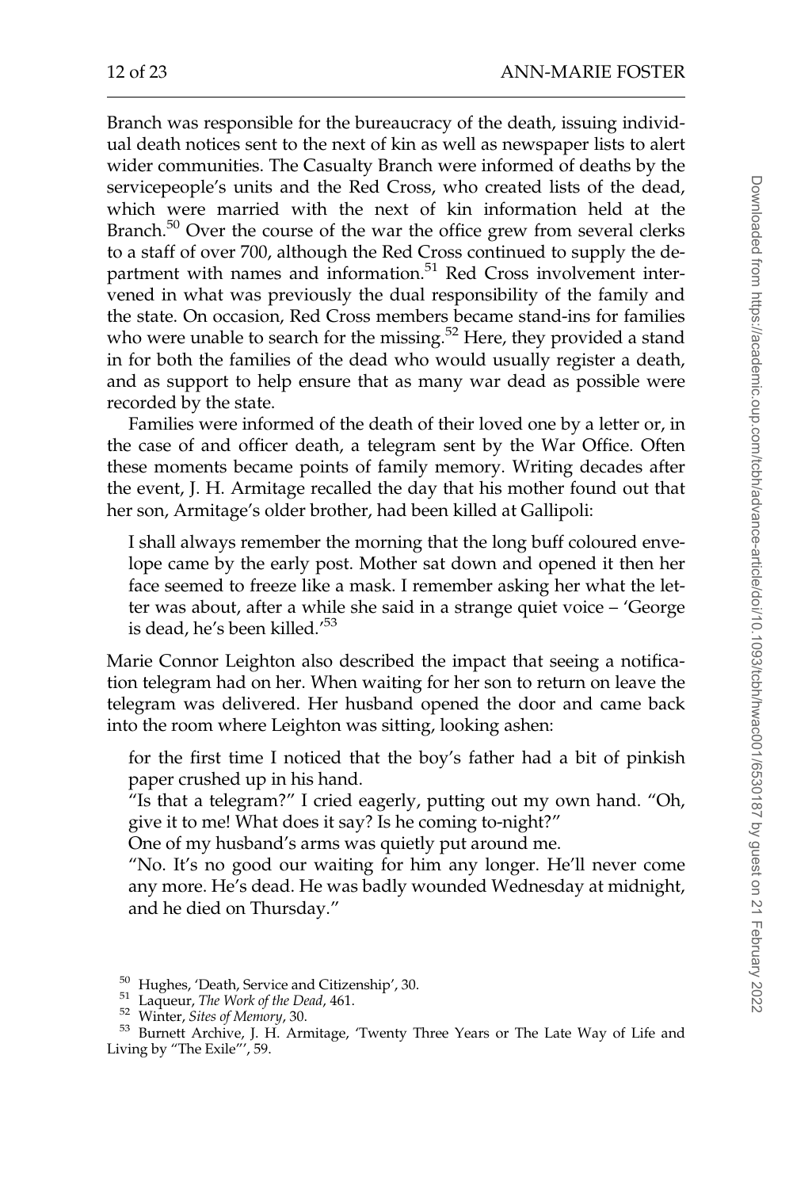Branch was responsible for the bureaucracy of the death, issuing individual death notices sent to the next of kin as well as newspaper lists to alert wider communities. The Casualty Branch were informed of deaths by the servicepeople's units and the Red Cross, who created lists of the dead, which were married with the next of kin information held at the Branch.[50] Over the course of the war the office grew from several clerks to a staff of over 700, although the Red Cross continued to supply the department with names and information.[51] Red Cross involvement intervened in what was previously the dual responsibility of the family and the state. On occasion, Red Cross members became stand-ins for families who were unable to search for the missing.[52] Here, they provided a stand in for both the families of the dead who would usually register a death, and as support to help ensure that as many war dead as possible were recorded by the state.

Families were informed of the death of their loved one by a letter or, in the case of and officer death, a telegram sent by the War Office. Often these moments became points of family memory. Writing decades after the event, J. H. Armitage recalled the day that his mother found out that her son, Armitage's older brother, had been killed at Gallipoli:

> I shall always remember the morning that the long buff coloured envelope came by the early post. Mother sat down and opened it then her face seemed to freeze like a mask. I remember asking her what the letter was about, after a while she said in a strange quiet voice – 'George is dead, he's been killed.'[53]

Marie Connor Leighton also described the impact that seeing a notification telegram had on her. When waiting for her son to return on leave the telegram was delivered. Her husband opened the door and came back into the room where Leighton was sitting, looking ashen:

> for the first time I noticed that the boy's father had a bit of pinkish paper crushed up in his hand.
>
> "Is that a telegram?" I cried eagerly, putting out my own hand. "Oh, give it to me! What does it say? Is he coming to-night?"
>
> One of my husband's arms was quietly put around me.
>
> "No. It's no good our waiting for him any longer. He'll never come any more. He's dead. He was badly wounded Wednesday at midnight, and he died on Thursday."

---

[50] Hughes, 'Death, Service and Citizenship', 30.

[51] Laqueur, *The Work of the Dead*, 461.

[52] Winter, *Sites of Memory*, 30.

[53] Burnett Archive, J. H. Armitage, 'Twenty Three Years or The Late Way of Life and Living by "The Exile"', 59.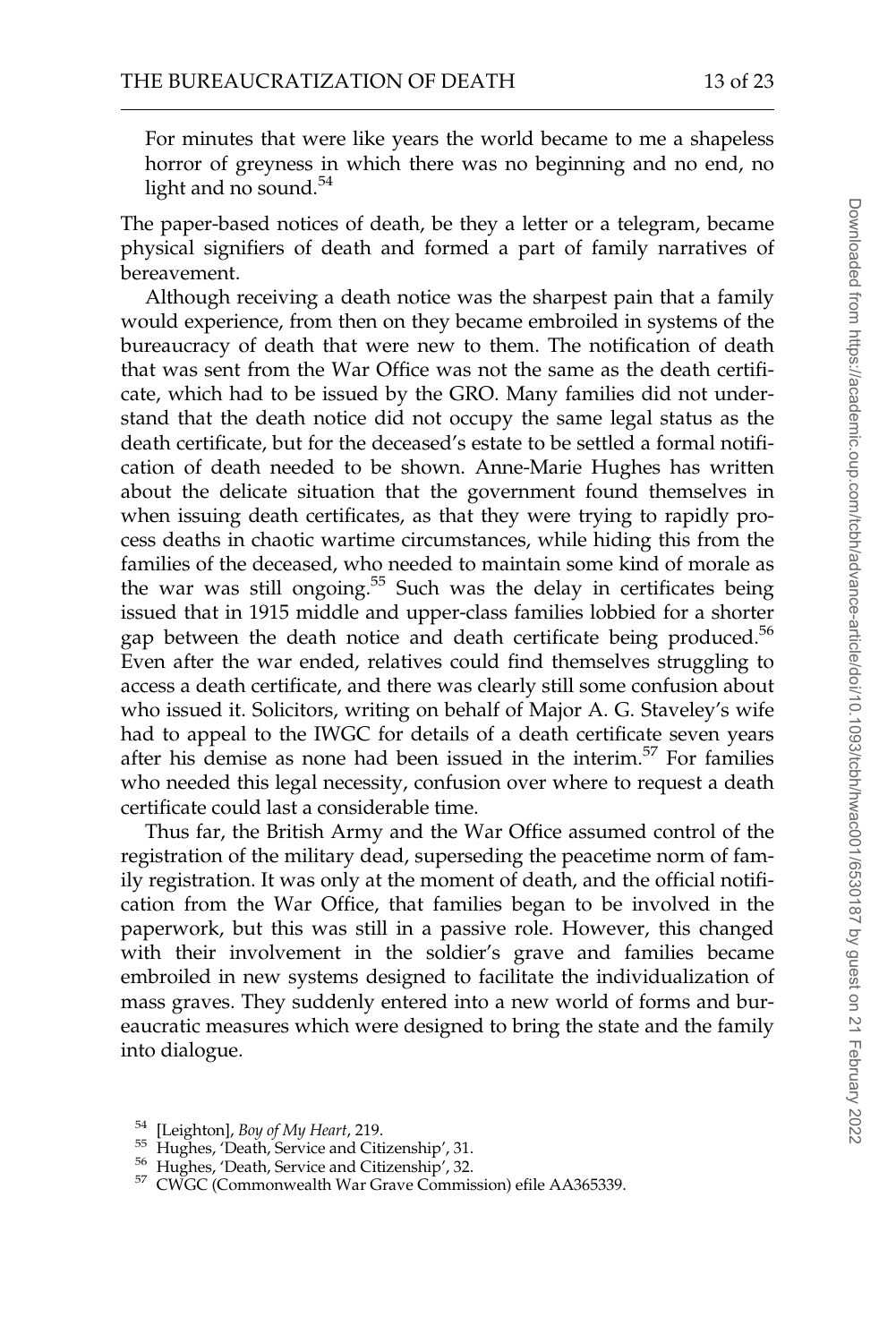> For minutes that were like years the world became to me a shapeless horror of greyness in which there was no beginning and no end, no light and no sound.[54]

The paper-based notices of death, be they a letter or a telegram, became physical signifiers of death and formed a part of family narratives of bereavement.

Although receiving a death notice was the sharpest pain that a family would experience, from then on they became embroiled in systems of the bureaucracy of death that were new to them. The notification of death that was sent from the War Office was not the same as the death certificate, which had to be issued by the GRO. Many families did not understand that the death notice did not occupy the same legal status as the death certificate, but for the deceased's estate to be settled a formal notification of death needed to be shown. Anne-Marie Hughes has written about the delicate situation that the government found themselves in when issuing death certificates, as that they were trying to rapidly process deaths in chaotic wartime circumstances, while hiding this from the families of the deceased, who needed to maintain some kind of morale as the war was still ongoing.[55] Such was the delay in certificates being issued that in 1915 middle and upper-class families lobbied for a shorter gap between the death notice and death certificate being produced.[56] Even after the war ended, relatives could find themselves struggling to access a death certificate, and there was clearly still some confusion about who issued it. Solicitors, writing on behalf of Major A. G. Staveley's wife had to appeal to the IWGC for details of a death certificate seven years after his demise as none had been issued in the interim.[57] For families who needed this legal necessity, confusion over where to request a death certificate could last a considerable time.

Thus far, the British Army and the War Office assumed control of the registration of the military dead, superseding the peacetime norm of family registration. It was only at the moment of death, and the official notification from the War Office, that families began to be involved in the paperwork, but this was still in a passive role. However, this changed with their involvement in the soldier's grave and families became embroiled in new systems designed to facilitate the individualization of mass graves. They suddenly entered into a new world of forms and bureaucratic measures which were designed to bring the state and the family into dialogue.

---

[54] [Leighton], *Boy of My Heart*, 219.

[55] Hughes, 'Death, Service and Citizenship', 31.

[56] Hughes, 'Death, Service and Citizenship', 32.

[57] CWGC (Commonwealth War Grave Commission) efile AA365339.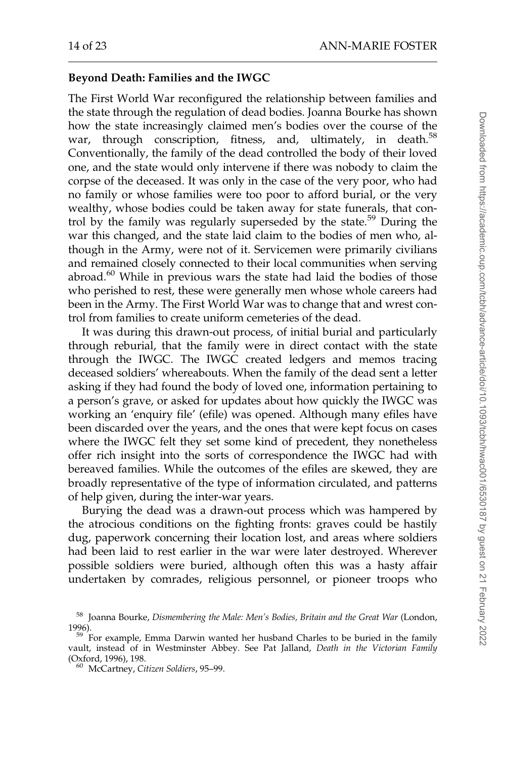**Beyond Death: Families and the IWGC**

The First World War reconfigured the relationship between families and the state through the regulation of dead bodies. Joanna Bourke has shown how the state increasingly claimed men's bodies over the course of the war, through conscription, fitness, and, ultimately, in death.[58] Conventionally, the family of the dead controlled the body of their loved one, and the state would only intervene if there was nobody to claim the corpse of the deceased. It was only in the case of the very poor, who had no family or whose families were too poor to afford burial, or the very wealthy, whose bodies could be taken away for state funerals, that control by the family was regularly superseded by the state.[59] During the war this changed, and the state laid claim to the bodies of men who, although in the Army, were not of it. Servicemen were primarily civilians and remained closely connected to their local communities when serving abroad.[60] While in previous wars the state had laid the bodies of those who perished to rest, these were generally men whose whole careers had been in the Army. The First World War was to change that and wrest control from families to create uniform cemeteries of the dead.

It was during this drawn-out process, of initial burial and particularly through reburial, that the family were in direct contact with the state through the IWGC. The IWGC created ledgers and memos tracing deceased soldiers' whereabouts. When the family of the dead sent a letter asking if they had found the body of loved one, information pertaining to a person's grave, or asked for updates about how quickly the IWGC was working an 'enquiry file' (efile) was opened. Although many efiles have been discarded over the years, and the ones that were kept focus on cases where the IWGC felt they set some kind of precedent, they nonetheless offer rich insight into the sorts of correspondence the IWGC had with bereaved families. While the outcomes of the efiles are skewed, they are broadly representative of the type of information circulated, and patterns of help given, during the inter-war years.

Burying the dead was a drawn-out process which was hampered by the atrocious conditions on the fighting fronts: graves could be hastily dug, paperwork concerning their location lost, and areas where soldiers had been laid to rest earlier in the war were later destroyed. Wherever possible soldiers were buried, although often this was a hasty affair undertaken by comrades, religious personnel, or pioneer troops who

[58] Joanna Bourke, *Dismembering the Male: Men's Bodies, Britain and the Great War* (London, 1996).

[59] For example, Emma Darwin wanted her husband Charles to be buried in the family vault, instead of in Westminster Abbey. See Pat Jalland, *Death in the Victorian Family* (Oxford, 1996), 198.

[60] McCartney, *Citizen Soldiers*, 95–99.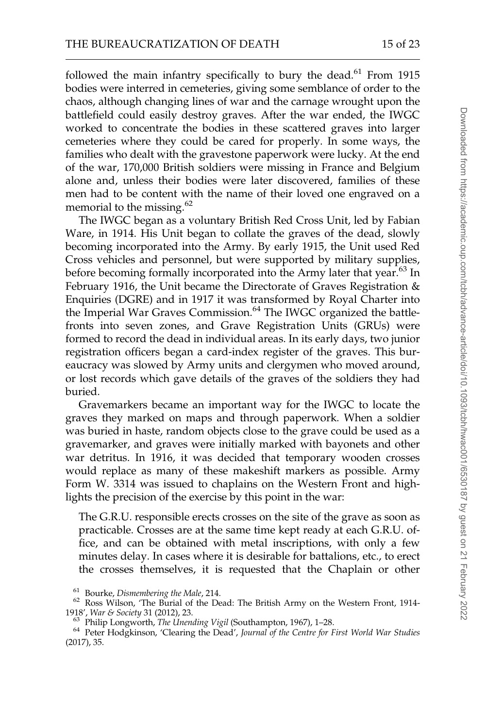followed the main infantry specifically to bury the dead.[61] From 1915 bodies were interred in cemeteries, giving some semblance of order to the chaos, although changing lines of war and the carnage wrought upon the battlefield could easily destroy graves. After the war ended, the IWGC worked to concentrate the bodies in these scattered graves into larger cemeteries where they could be cared for properly. In some ways, the families who dealt with the gravestone paperwork were lucky. At the end of the war, 170,000 British soldiers were missing in France and Belgium alone and, unless their bodies were later discovered, families of these men had to be content with the name of their loved one engraved on a memorial to the missing.[62]

The IWGC began as a voluntary British Red Cross Unit, led by Fabian Ware, in 1914. His Unit began to collate the graves of the dead, slowly becoming incorporated into the Army. By early 1915, the Unit used Red Cross vehicles and personnel, but were supported by military supplies, before becoming formally incorporated into the Army later that year.[63] In February 1916, the Unit became the Directorate of Graves Registration & Enquiries (DGRE) and in 1917 it was transformed by Royal Charter into the Imperial War Graves Commission.[64] The IWGC organized the battlefronts into seven zones, and Grave Registration Units (GRUs) were formed to record the dead in individual areas. In its early days, two junior registration officers began a card-index register of the graves. This bureaucracy was slowed by Army units and clergymen who moved around, or lost records which gave details of the graves of the soldiers they had buried.

Gravemarkers became an important way for the IWGC to locate the graves they marked on maps and through paperwork. When a soldier was buried in haste, random objects close to the grave could be used as a gravemarker, and graves were initially marked with bayonets and other war detritus. In 1916, it was decided that temporary wooden crosses would replace as many of these makeshift markers as possible. Army Form W. 3314 was issued to chaplains on the Western Front and highlights the precision of the exercise by this point in the war:

> The G.R.U. responsible erects crosses on the site of the grave as soon as practicable. Crosses are at the same time kept ready at each G.R.U. office, and can be obtained with metal inscriptions, with only a few minutes delay. In cases where it is desirable for battalions, etc., to erect the crosses themselves, it is requested that the Chaplain or other

---

[61] Bourke, *Dismembering the Male*, 214.

[62] Ross Wilson, 'The Burial of the Dead: The British Army on the Western Front, 1914-1918', *War & Society* 31 (2012), 23.

[63] Philip Longworth, *The Unending Vigil* (Southampton, 1967), 1–28.

[64] Peter Hodgkinson, 'Clearing the Dead', *Journal of the Centre for First World War Studies* (2017), 35.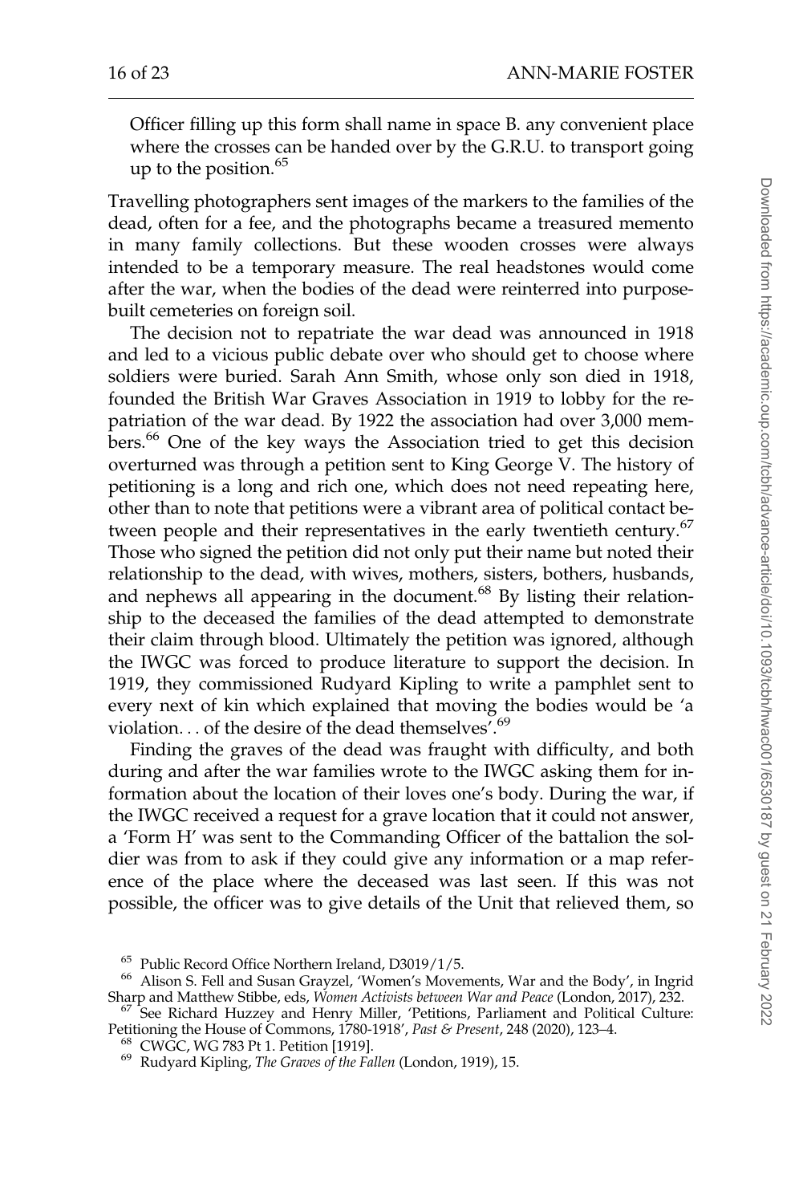Officer filling up this form shall name in space B. any convenient place where the crosses can be handed over by the G.R.U. to transport going up to the position.[65]

Travelling photographers sent images of the markers to the families of the dead, often for a fee, and the photographs became a treasured memento in many family collections. But these wooden crosses were always intended to be a temporary measure. The real headstones would come after the war, when the bodies of the dead were reinterred into purpose-built cemeteries on foreign soil.

The decision not to repatriate the war dead was announced in 1918 and led to a vicious public debate over who should get to choose where soldiers were buried. Sarah Ann Smith, whose only son died in 1918, founded the British War Graves Association in 1919 to lobby for the repatriation of the war dead. By 1922 the association had over 3,000 members.[66] One of the key ways the Association tried to get this decision overturned was through a petition sent to King George V. The history of petitioning is a long and rich one, which does not need repeating here, other than to note that petitions were a vibrant area of political contact between people and their representatives in the early twentieth century.[67] Those who signed the petition did not only put their name but noted their relationship to the dead, with wives, mothers, sisters, bothers, husbands, and nephews all appearing in the document.[68] By listing their relationship to the deceased the families of the dead attempted to demonstrate their claim through blood. Ultimately the petition was ignored, although the IWGC was forced to produce literature to support the decision. In 1919, they commissioned Rudyard Kipling to write a pamphlet sent to every next of kin which explained that moving the bodies would be 'a violation. . . of the desire of the dead themselves'.[69]

Finding the graves of the dead was fraught with difficulty, and both during and after the war families wrote to the IWGC asking them for information about the location of their loves one's body. During the war, if the IWGC received a request for a grave location that it could not answer, a 'Form H' was sent to the Commanding Officer of the battalion the soldier was from to ask if they could give any information or a map reference of the place where the deceased was last seen. If this was not possible, the officer was to give details of the Unit that relieved them, so

[65] Public Record Office Northern Ireland, D3019/1/5.

[66] Alison S. Fell and Susan Grayzel, 'Women's Movements, War and the Body', in Ingrid Sharp and Matthew Stibbe, eds, *Women Activists between War and Peace* (London, 2017), 232.

[67] See Richard Huzzey and Henry Miller, 'Petitions, Parliament and Political Culture: Petitioning the House of Commons, 1780-1918', *Past & Present*, 248 (2020), 123–4.

[68] CWGC, WG 783 Pt 1. Petition [1919].

[69] Rudyard Kipling, *The Graves of the Fallen* (London, 1919), 15.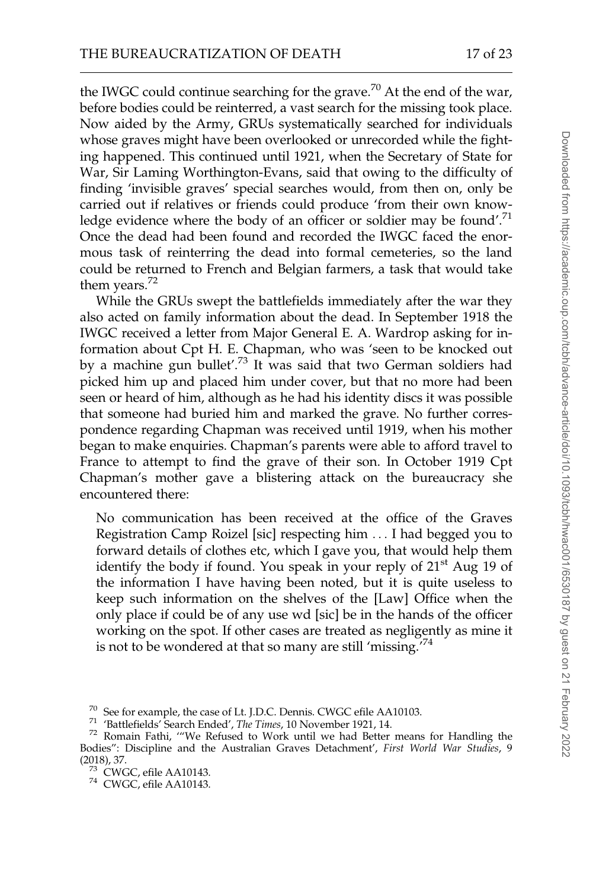the IWGC could continue searching for the grave.[70] At the end of the war, before bodies could be reinterred, a vast search for the missing took place. Now aided by the Army, GRUs systematically searched for individuals whose graves might have been overlooked or unrecorded while the fighting happened. This continued until 1921, when the Secretary of State for War, Sir Laming Worthington-Evans, said that owing to the difficulty of finding 'invisible graves' special searches would, from then on, only be carried out if relatives or friends could produce 'from their own knowledge evidence where the body of an officer or soldier may be found'.[71] Once the dead had been found and recorded the IWGC faced the enormous task of reinterring the dead into formal cemeteries, so the land could be returned to French and Belgian farmers, a task that would take them years.[72]

While the GRUs swept the battlefields immediately after the war they also acted on family information about the dead. In September 1918 the IWGC received a letter from Major General E. A. Wardrop asking for information about Cpt H. E. Chapman, who was 'seen to be knocked out by a machine gun bullet'.[73] It was said that two German soldiers had picked him up and placed him under cover, but that no more had been seen or heard of him, although as he had his identity discs it was possible that someone had buried him and marked the grave. No further correspondence regarding Chapman was received until 1919, when his mother began to make enquiries. Chapman's parents were able to afford travel to France to attempt to find the grave of their son. In October 1919 Cpt Chapman's mother gave a blistering attack on the bureaucracy she encountered there:

> No communication has been received at the office of the Graves Registration Camp Roizel [sic] respecting him ... I had begged you to forward details of clothes etc, which I gave you, that would help them identify the body if found. You speak in your reply of 21st Aug 19 of the information I have having been noted, but it is quite useless to keep such information on the shelves of the [Law] Office when the only place if could be of any use wd [sic] be in the hands of the officer working on the spot. If other cases are treated as negligently as mine it is not to be wondered at that so many are still 'missing.'[74]

---

[70] See for example, the case of Lt. J.D.C. Dennis. CWGC efile AA10103.

[71] 'Battlefields' Search Ended', *The Times*, 10 November 1921, 14.

[72] Romain Fathi, '"We Refused to Work until we had Better means for Handling the Bodies": Discipline and the Australian Graves Detachment', *First World War Studies*, 9 (2018), 37.

[73] CWGC, efile AA10143.

[74] CWGC, efile AA10143.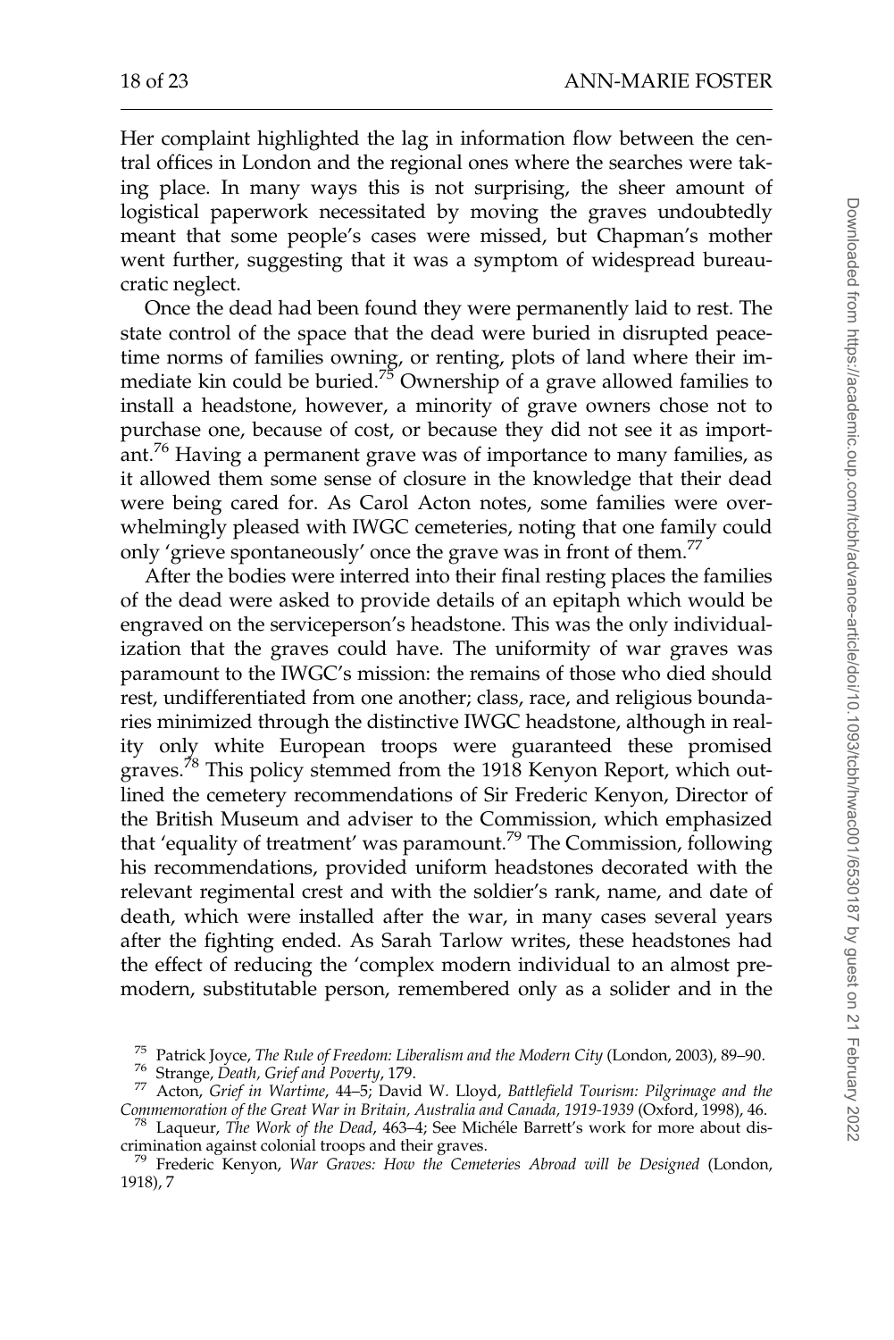Her complaint highlighted the lag in information flow between the central offices in London and the regional ones where the searches were taking place. In many ways this is not surprising, the sheer amount of logistical paperwork necessitated by moving the graves undoubtedly meant that some people's cases were missed, but Chapman's mother went further, suggesting that it was a symptom of widespread bureaucratic neglect.

Once the dead had been found they were permanently laid to rest. The state control of the space that the dead were buried in disrupted peacetime norms of families owning, or renting, plots of land where their immediate kin could be buried.[75] Ownership of a grave allowed families to install a headstone, however, a minority of grave owners chose not to purchase one, because of cost, or because they did not see it as important.[76] Having a permanent grave was of importance to many families, as it allowed them some sense of closure in the knowledge that their dead were being cared for. As Carol Acton notes, some families were overwhelmingly pleased with IWGC cemeteries, noting that one family could only 'grieve spontaneously' once the grave was in front of them.[77]

After the bodies were interred into their final resting places the families of the dead were asked to provide details of an epitaph which would be engraved on the serviceperson's headstone. This was the only individualization that the graves could have. The uniformity of war graves was paramount to the IWGC's mission: the remains of those who died should rest, undifferentiated from one another; class, race, and religious boundaries minimized through the distinctive IWGC headstone, although in reality only white European troops were guaranteed these promised graves.[78] This policy stemmed from the 1918 Kenyon Report, which outlined the cemetery recommendations of Sir Frederic Kenyon, Director of the British Museum and adviser to the Commission, which emphasized that 'equality of treatment' was paramount.[79] The Commission, following his recommendations, provided uniform headstones decorated with the relevant regimental crest and with the soldier's rank, name, and date of death, which were installed after the war, in many cases several years after the fighting ended. As Sarah Tarlow writes, these headstones had the effect of reducing the 'complex modern individual to an almost premodern, substitutable person, remembered only as a solider and in the

[75] Patrick Joyce, *The Rule of Freedom: Liberalism and the Modern City* (London, 2003), 89–90.

[76] Strange, *Death, Grief and Poverty*, 179.

[77] Acton, *Grief in Wartime*, 44–5; David W. Lloyd, *Battlefield Tourism: Pilgrimage and the Commemoration of the Great War in Britain, Australia and Canada, 1919-1939* (Oxford, 1998), 46.

[78] Laqueur, *The Work of the Dead*, 463–4; See Michéle Barrett's work for more about discrimination against colonial troops and their graves.

[79] Frederic Kenyon, *War Graves: How the Cemeteries Abroad will be Designed* (London, 1918), 7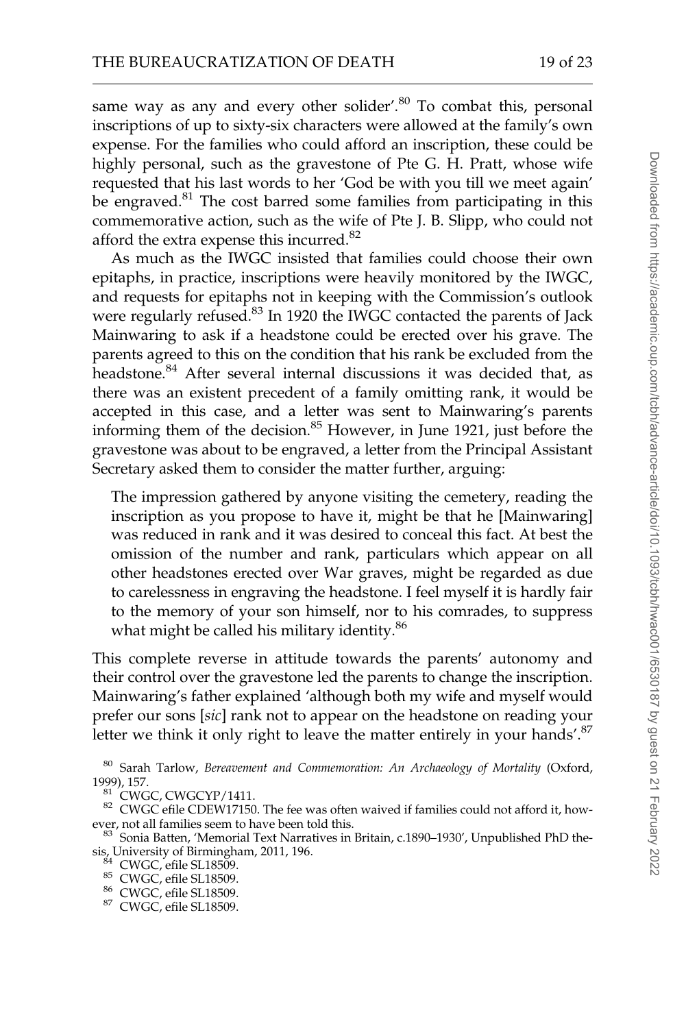same way as any and every other solider'.[80] To combat this, personal inscriptions of up to sixty-six characters were allowed at the family's own expense. For the families who could afford an inscription, these could be highly personal, such as the gravestone of Pte G. H. Pratt, whose wife requested that his last words to her 'God be with you till we meet again' be engraved.[81] The cost barred some families from participating in this commemorative action, such as the wife of Pte J. B. Slipp, who could not afford the extra expense this incurred.[82]

As much as the IWGC insisted that families could choose their own epitaphs, in practice, inscriptions were heavily monitored by the IWGC, and requests for epitaphs not in keeping with the Commission's outlook were regularly refused.[83] In 1920 the IWGC contacted the parents of Jack Mainwaring to ask if a headstone could be erected over his grave. The parents agreed to this on the condition that his rank be excluded from the headstone.[84] After several internal discussions it was decided that, as there was an existent precedent of a family omitting rank, it would be accepted in this case, and a letter was sent to Mainwaring's parents informing them of the decision.[85] However, in June 1921, just before the gravestone was about to be engraved, a letter from the Principal Assistant Secretary asked them to consider the matter further, arguing:

> The impression gathered by anyone visiting the cemetery, reading the inscription as you propose to have it, might be that he [Mainwaring] was reduced in rank and it was desired to conceal this fact. At best the omission of the number and rank, particulars which appear on all other headstones erected over War graves, might be regarded as due to carelessness in engraving the headstone. I feel myself it is hardly fair to the memory of your son himself, nor to his comrades, to suppress what might be called his military identity.[86]

This complete reverse in attitude towards the parents' autonomy and their control over the gravestone led the parents to change the inscription. Mainwaring's father explained 'although both my wife and myself would prefer our sons [*sic*] rank not to appear on the headstone on reading your letter we think it only right to leave the matter entirely in your hands'.[87]

---

[80] Sarah Tarlow, *Bereavement and Commemoration: An Archaeology of Mortality* (Oxford, 1999), 157.

[81] CWGC, CWGCYP/1411.

[82] CWGC efile CDEW17150. The fee was often waived if families could not afford it, however, not all families seem to have been told this.

[83] Sonia Batten, 'Memorial Text Narratives in Britain, c.1890–1930', Unpublished PhD thesis, University of Birmingham, 2011, 196.

[84] CWGC, efile SL18509.

[85] CWGC, efile SL18509.

[86] CWGC, efile SL18509.

[87] CWGC, efile SL18509.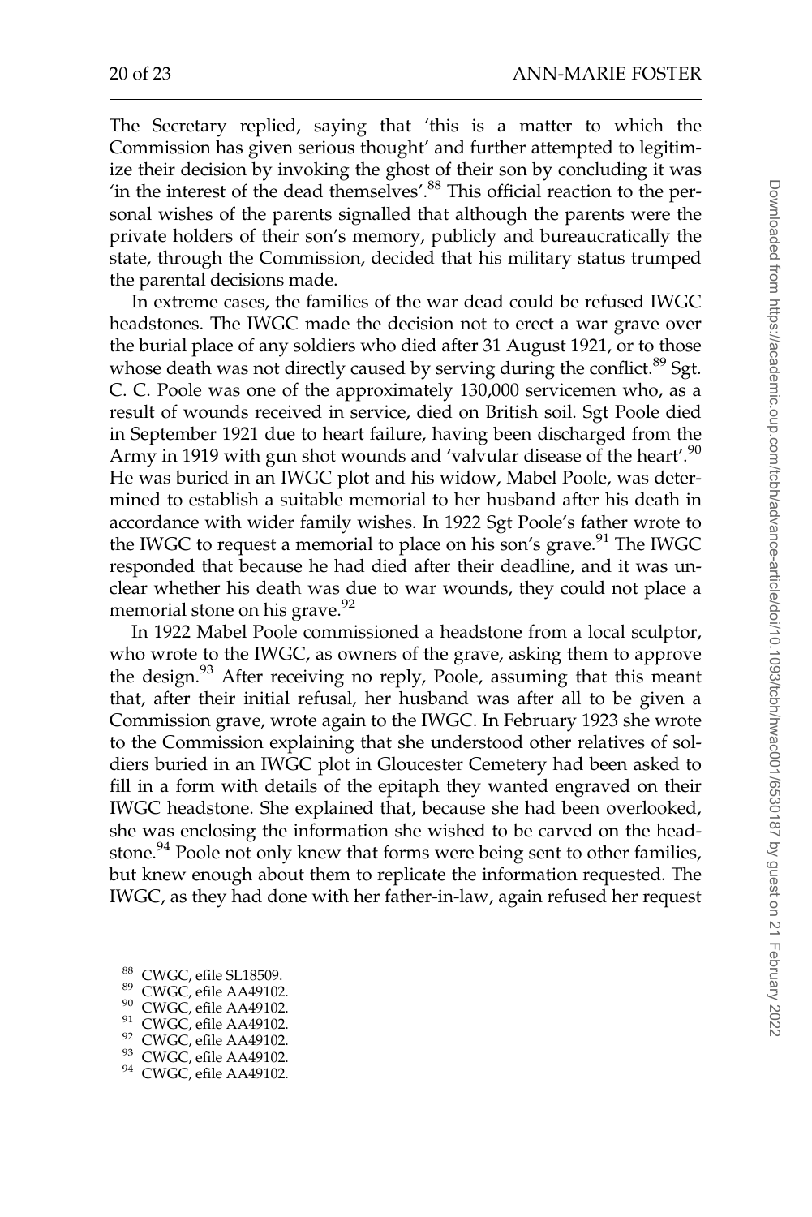The Secretary replied, saying that 'this is a matter to which the Commission has given serious thought' and further attempted to legitimize their decision by invoking the ghost of their son by concluding it was 'in the interest of the dead themselves'.[88] This official reaction to the personal wishes of the parents signalled that although the parents were the private holders of their son's memory, publicly and bureaucratically the state, through the Commission, decided that his military status trumped the parental decisions made.

In extreme cases, the families of the war dead could be refused IWGC headstones. The IWGC made the decision not to erect a war grave over the burial place of any soldiers who died after 31 August 1921, or to those whose death was not directly caused by serving during the conflict.[89] Sgt. C. C. Poole was one of the approximately 130,000 servicemen who, as a result of wounds received in service, died on British soil. Sgt Poole died in September 1921 due to heart failure, having been discharged from the Army in 1919 with gun shot wounds and 'valvular disease of the heart'.[90] He was buried in an IWGC plot and his widow, Mabel Poole, was determined to establish a suitable memorial to her husband after his death in accordance with wider family wishes. In 1922 Sgt Poole's father wrote to the IWGC to request a memorial to place on his son's grave.[91] The IWGC responded that because he had died after their deadline, and it was unclear whether his death was due to war wounds, they could not place a memorial stone on his grave.[92]

In 1922 Mabel Poole commissioned a headstone from a local sculptor, who wrote to the IWGC, as owners of the grave, asking them to approve the design.[93] After receiving no reply, Poole, assuming that this meant that, after their initial refusal, her husband was after all to be given a Commission grave, wrote again to the IWGC. In February 1923 she wrote to the Commission explaining that she understood other relatives of soldiers buried in an IWGC plot in Gloucester Cemetery had been asked to fill in a form with details of the epitaph they wanted engraved on their IWGC headstone. She explained that, because she had been overlooked, she was enclosing the information she wished to be carved on the headstone.[94] Poole not only knew that forms were being sent to other families, but knew enough about them to replicate the information requested. The IWGC, as they had done with her father-in-law, again refused her request

[88] CWGC, efile SL18509.

[89] CWGC, efile AA49102.

[90] CWGC, efile AA49102.

[91] CWGC, efile AA49102.

[92] CWGC, efile AA49102.

[93] CWGC, efile AA49102.

[94] CWGC, efile AA49102.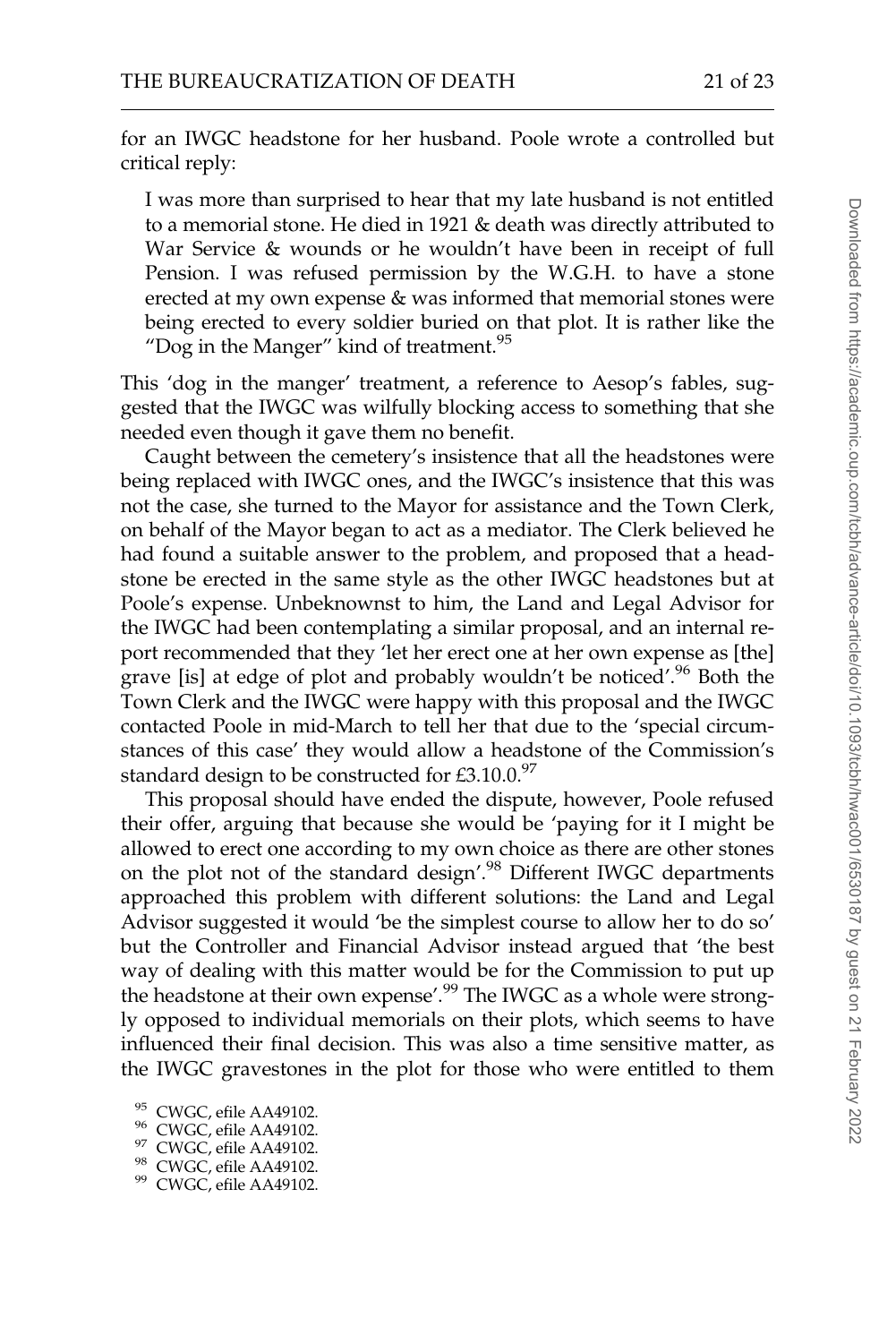for an IWGC headstone for her husband. Poole wrote a controlled but critical reply:

> I was more than surprised to hear that my late husband is not entitled to a memorial stone. He died in 1921 & death was directly attributed to War Service & wounds or he wouldn't have been in receipt of full Pension. I was refused permission by the W.G.H. to have a stone erected at my own expense & was informed that memorial stones were being erected to every soldier buried on that plot. It is rather like the "Dog in the Manger" kind of treatment.[95]

This 'dog in the manger' treatment, a reference to Aesop's fables, suggested that the IWGC was wilfully blocking access to something that she needed even though it gave them no benefit.

Caught between the cemetery's insistence that all the headstones were being replaced with IWGC ones, and the IWGC's insistence that this was not the case, she turned to the Mayor for assistance and the Town Clerk, on behalf of the Mayor began to act as a mediator. The Clerk believed he had found a suitable answer to the problem, and proposed that a headstone be erected in the same style as the other IWGC headstones but at Poole's expense. Unbeknownst to him, the Land and Legal Advisor for the IWGC had been contemplating a similar proposal, and an internal report recommended that they 'let her erect one at her own expense as [the] grave [is] at edge of plot and probably wouldn't be noticed'.[96] Both the Town Clerk and the IWGC were happy with this proposal and the IWGC contacted Poole in mid-March to tell her that due to the 'special circumstances of this case' they would allow a headstone of the Commission's standard design to be constructed for £3.10.0.[97]

This proposal should have ended the dispute, however, Poole refused their offer, arguing that because she would be 'paying for it I might be allowed to erect one according to my own choice as there are other stones on the plot not of the standard design'.[98] Different IWGC departments approached this problem with different solutions: the Land and Legal Advisor suggested it would 'be the simplest course to allow her to do so' but the Controller and Financial Advisor instead argued that 'the best way of dealing with this matter would be for the Commission to put up the headstone at their own expense'.[99] The IWGC as a whole were strongly opposed to individual memorials on their plots, which seems to have influenced their final decision. This was also a time sensitive matter, as the IWGC gravestones in the plot for those who were entitled to them

[95] CWGC, efile AA49102.
[96] CWGC, efile AA49102.
[97] CWGC, efile AA49102.
[98] CWGC, efile AA49102.
[99] CWGC, efile AA49102.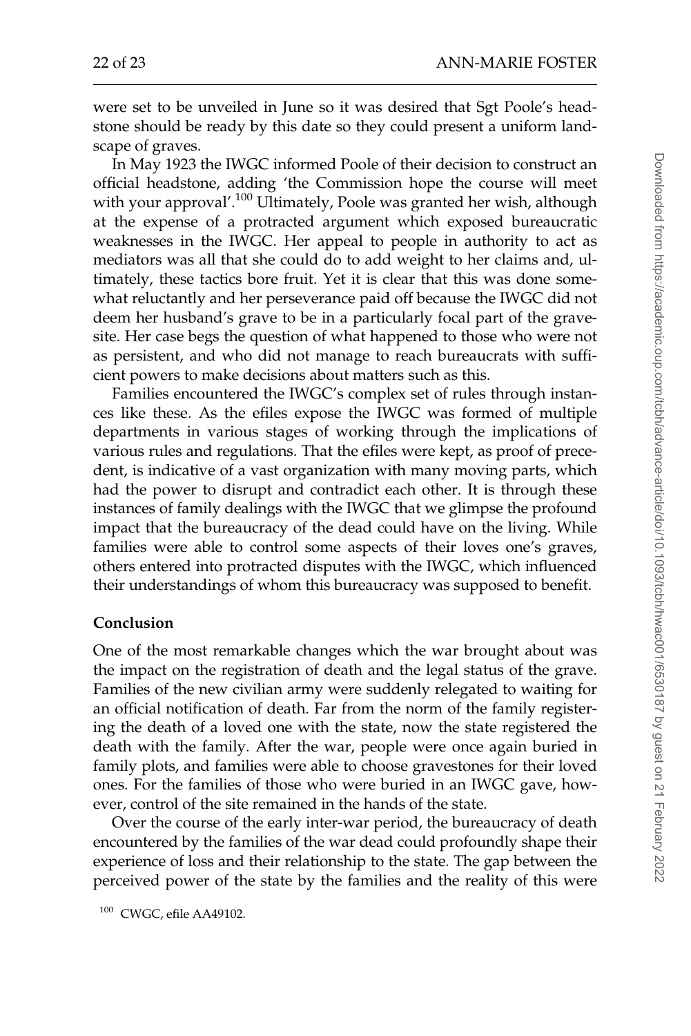were set to be unveiled in June so it was desired that Sgt Poole's headstone should be ready by this date so they could present a uniform landscape of graves.

In May 1923 the IWGC informed Poole of their decision to construct an official headstone, adding 'the Commission hope the course will meet with your approval'.[100] Ultimately, Poole was granted her wish, although at the expense of a protracted argument which exposed bureaucratic weaknesses in the IWGC. Her appeal to people in authority to act as mediators was all that she could do to add weight to her claims and, ultimately, these tactics bore fruit. Yet it is clear that this was done somewhat reluctantly and her perseverance paid off because the IWGC did not deem her husband's grave to be in a particularly focal part of the gravesite. Her case begs the question of what happened to those who were not as persistent, and who did not manage to reach bureaucrats with sufficient powers to make decisions about matters such as this.

Families encountered the IWGC's complex set of rules through instances like these. As the efiles expose the IWGC was formed of multiple departments in various stages of working through the implications of various rules and regulations. That the efiles were kept, as proof of precedent, is indicative of a vast organization with many moving parts, which had the power to disrupt and contradict each other. It is through these instances of family dealings with the IWGC that we glimpse the profound impact that the bureaucracy of the dead could have on the living. While families were able to control some aspects of their loves one's graves, others entered into protracted disputes with the IWGC, which influenced their understandings of whom this bureaucracy was supposed to benefit.

## Conclusion

One of the most remarkable changes which the war brought about was the impact on the registration of death and the legal status of the grave. Families of the new civilian army were suddenly relegated to waiting for an official notification of death. Far from the norm of the family registering the death of a loved one with the state, now the state registered the death with the family. After the war, people were once again buried in family plots, and families were able to choose gravestones for their loved ones. For the families of those who were buried in an IWGC gave, however, control of the site remained in the hands of the state.

Over the course of the early inter-war period, the bureaucracy of death encountered by the families of the war dead could profoundly shape their experience of loss and their relationship to the state. The gap between the perceived power of the state by the families and the reality of this were

[100] CWGC, efile AA49102.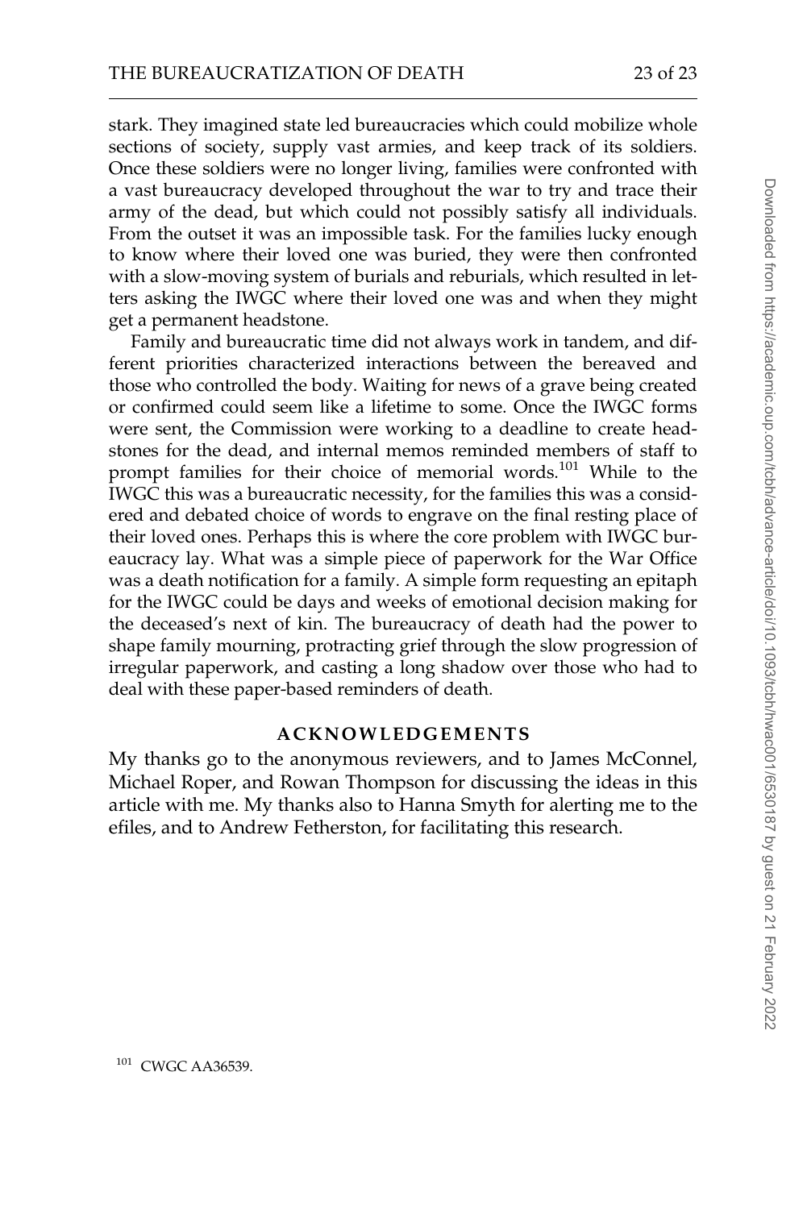stark. They imagined state led bureaucracies which could mobilize whole sections of society, supply vast armies, and keep track of its soldiers. Once these soldiers were no longer living, families were confronted with a vast bureaucracy developed throughout the war to try and trace their army of the dead, but which could not possibly satisfy all individuals. From the outset it was an impossible task. For the families lucky enough to know where their loved one was buried, they were then confronted with a slow-moving system of burials and reburials, which resulted in letters asking the IWGC where their loved one was and when they might get a permanent headstone.

Family and bureaucratic time did not always work in tandem, and different priorities characterized interactions between the bereaved and those who controlled the body. Waiting for news of a grave being created or confirmed could seem like a lifetime to some. Once the IWGC forms were sent, the Commission were working to a deadline to create headstones for the dead, and internal memos reminded members of staff to prompt families for their choice of memorial words.[101] While to the IWGC this was a bureaucratic necessity, for the families this was a considered and debated choice of words to engrave on the final resting place of their loved ones. Perhaps this is where the core problem with IWGC bureaucracy lay. What was a simple piece of paperwork for the War Office was a death notification for a family. A simple form requesting an epitaph for the IWGC could be days and weeks of emotional decision making for the deceased's next of kin. The bureaucracy of death had the power to shape family mourning, protracting grief through the slow progression of irregular paperwork, and casting a long shadow over those who had to deal with these paper-based reminders of death.

## ACKNOWLEDGEMENTS

My thanks go to the anonymous reviewers, and to James McConnel, Michael Roper, and Rowan Thompson for discussing the ideas in this article with me. My thanks also to Hanna Smyth for alerting me to the efiles, and to Andrew Fetherston, for facilitating this research.

[101] CWGC AA36539.